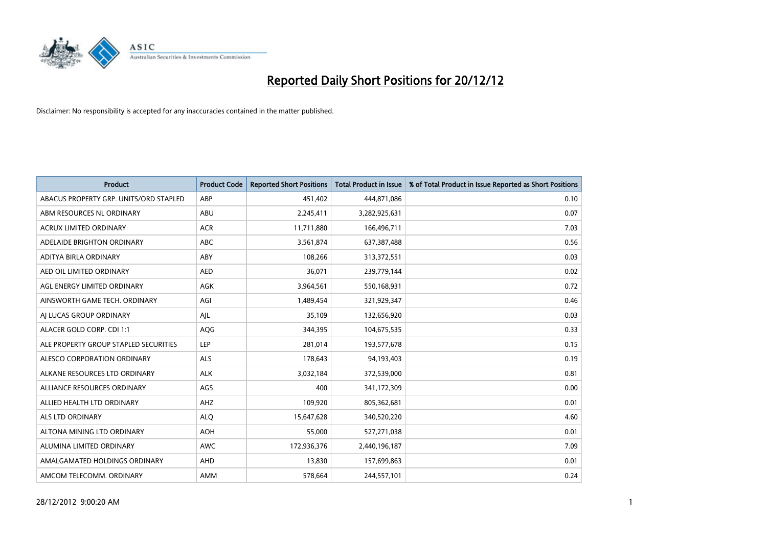# Reported Daily Short Positions for 20/12/12

Disclaimer: No responsibility is accepted for any inaccuracies contained in the matter published.

| Product | Product Code | Reported Short Positions | Total Product in Issue | % of Total Product in Issue Reported as Short Positions |
|---|---|---|---|---|
| ABACUS PROPERTY GRP. UNITS/ORD STAPLED | ABP | 451,402 | 444,871,086 | 0.10 |
| ABM RESOURCES NL ORDINARY | ABU | 2,245,411 | 3,282,925,631 | 0.07 |
| ACRUX LIMITED ORDINARY | ACR | 11,711,880 | 166,496,711 | 7.03 |
| ADELAIDE BRIGHTON ORDINARY | ABC | 3,561,874 | 637,387,488 | 0.56 |
| ADITYA BIRLA ORDINARY | ABY | 108,266 | 313,372,551 | 0.03 |
| AED OIL LIMITED ORDINARY | AED | 36,071 | 239,779,144 | 0.02 |
| AGL ENERGY LIMITED ORDINARY | AGK | 3,964,561 | 550,168,931 | 0.72 |
| AINSWORTH GAME TECH. ORDINARY | AGI | 1,489,454 | 321,929,347 | 0.46 |
| AJ LUCAS GROUP ORDINARY | AJL | 35,109 | 132,656,920 | 0.03 |
| ALACER GOLD CORP. CDI 1:1 | AQG | 344,395 | 104,675,535 | 0.33 |
| ALE PROPERTY GROUP STAPLED SECURITIES | LEP | 281,014 | 193,577,678 | 0.15 |
| ALESCO CORPORATION ORDINARY | ALS | 178,643 | 94,193,403 | 0.19 |
| ALKANE RESOURCES LTD ORDINARY | ALK | 3,032,184 | 372,539,000 | 0.81 |
| ALLIANCE RESOURCES ORDINARY | AGS | 400 | 341,172,309 | 0.00 |
| ALLIED HEALTH LTD ORDINARY | AHZ | 109,920 | 805,362,681 | 0.01 |
| ALS LTD ORDINARY | ALQ | 15,647,628 | 340,520,220 | 4.60 |
| ALTONA MINING LTD ORDINARY | AOH | 55,000 | 527,271,038 | 0.01 |
| ALUMINA LIMITED ORDINARY | AWC | 172,936,376 | 2,440,196,187 | 7.09 |
| AMALGAMATED HOLDINGS ORDINARY | AHD | 13,830 | 157,699,863 | 0.01 |
| AMCOM TELECOMM. ORDINARY | AMM | 578,664 | 244,557,101 | 0.24 |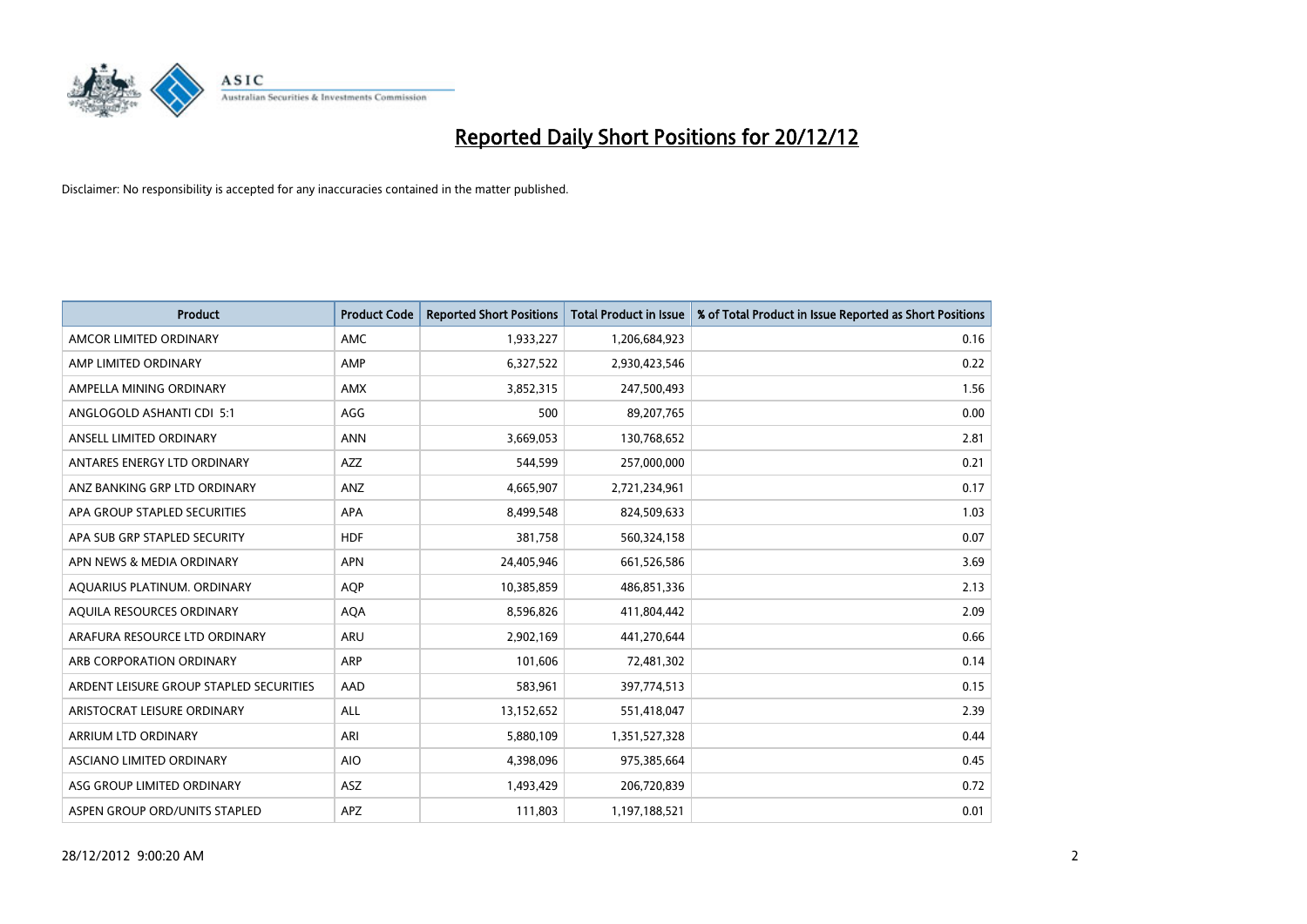# Reported Daily Short Positions for 20/12/12

Disclaimer: No responsibility is accepted for any inaccuracies contained in the matter published.

| Product | Product Code | Reported Short Positions | Total Product in Issue | % of Total Product in Issue Reported as Short Positions |
|---|---|---|---|---|
| AMCOR LIMITED ORDINARY | AMC | 1,933,227 | 1,206,684,923 | 0.16 |
| AMP LIMITED ORDINARY | AMP | 6,327,522 | 2,930,423,546 | 0.22 |
| AMPELLA MINING ORDINARY | AMX | 3,852,315 | 247,500,493 | 1.56 |
| ANGLOGOLD ASHANTI CDI 5:1 | AGG | 500 | 89,207,765 | 0.00 |
| ANSELL LIMITED ORDINARY | ANN | 3,669,053 | 130,768,652 | 2.81 |
| ANTARES ENERGY LTD ORDINARY | AZZ | 544,599 | 257,000,000 | 0.21 |
| ANZ BANKING GRP LTD ORDINARY | ANZ | 4,665,907 | 2,721,234,961 | 0.17 |
| APA GROUP STAPLED SECURITIES | APA | 8,499,548 | 824,509,633 | 1.03 |
| APA SUB GRP STAPLED SECURITY | HDF | 381,758 | 560,324,158 | 0.07 |
| APN NEWS & MEDIA ORDINARY | APN | 24,405,946 | 661,526,586 | 3.69 |
| AQUARIUS PLATINUM. ORDINARY | AQP | 10,385,859 | 486,851,336 | 2.13 |
| AQUILA RESOURCES ORDINARY | AQA | 8,596,826 | 411,804,442 | 2.09 |
| ARAFURA RESOURCE LTD ORDINARY | ARU | 2,902,169 | 441,270,644 | 0.66 |
| ARB CORPORATION ORDINARY | ARP | 101,606 | 72,481,302 | 0.14 |
| ARDENT LEISURE GROUP STAPLED SECURITIES | AAD | 583,961 | 397,774,513 | 0.15 |
| ARISTOCRAT LEISURE ORDINARY | ALL | 13,152,652 | 551,418,047 | 2.39 |
| ARRIUM LTD ORDINARY | ARI | 5,880,109 | 1,351,527,328 | 0.44 |
| ASCIANO LIMITED ORDINARY | AIO | 4,398,096 | 975,385,664 | 0.45 |
| ASG GROUP LIMITED ORDINARY | ASZ | 1,493,429 | 206,720,839 | 0.72 |
| ASPEN GROUP ORD/UNITS STAPLED | APZ | 111,803 | 1,197,188,521 | 0.01 |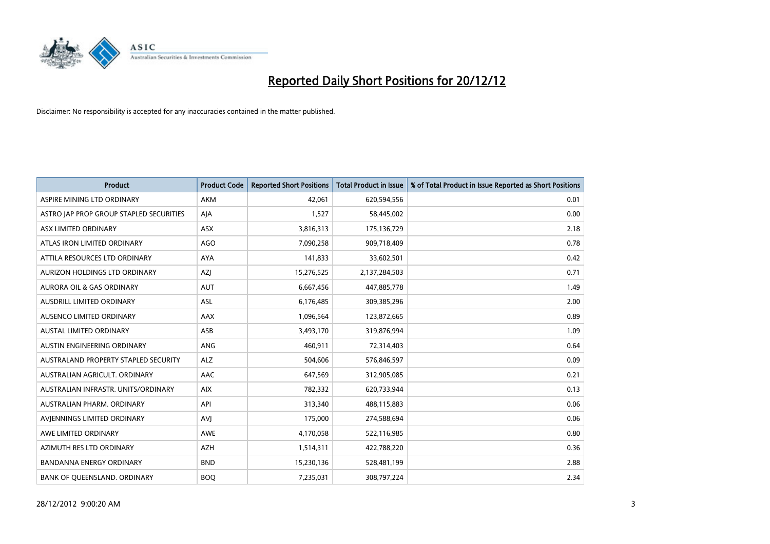# Reported Daily Short Positions for 20/12/12

Disclaimer: No responsibility is accepted for any inaccuracies contained in the matter published.

| Product | Product Code | Reported Short Positions | Total Product in Issue | % of Total Product in Issue Reported as Short Positions |
|---|---|---|---|---|
| ASPIRE MINING LTD ORDINARY | AKM | 42,061 | 620,594,556 | 0.01 |
| ASTRO JAP PROP GROUP STAPLED SECURITIES | AJA | 1,527 | 58,445,002 | 0.00 |
| ASX LIMITED ORDINARY | ASX | 3,816,313 | 175,136,729 | 2.18 |
| ATLAS IRON LIMITED ORDINARY | AGO | 7,090,258 | 909,718,409 | 0.78 |
| ATTILA RESOURCES LTD ORDINARY | AYA | 141,833 | 33,602,501 | 0.42 |
| AURIZON HOLDINGS LTD ORDINARY | AZJ | 15,276,525 | 2,137,284,503 | 0.71 |
| AURORA OIL & GAS ORDINARY | AUT | 6,667,456 | 447,885,778 | 1.49 |
| AUSDRILL LIMITED ORDINARY | ASL | 6,176,485 | 309,385,296 | 2.00 |
| AUSENCO LIMITED ORDINARY | AAX | 1,096,564 | 123,872,665 | 0.89 |
| AUSTAL LIMITED ORDINARY | ASB | 3,493,170 | 319,876,994 | 1.09 |
| AUSTIN ENGINEERING ORDINARY | ANG | 460,911 | 72,314,403 | 0.64 |
| AUSTRALAND PROPERTY STAPLED SECURITY | ALZ | 504,606 | 576,846,597 | 0.09 |
| AUSTRALIAN AGRICULT. ORDINARY | AAC | 647,569 | 312,905,085 | 0.21 |
| AUSTRALIAN INFRASTR. UNITS/ORDINARY | AIX | 782,332 | 620,733,944 | 0.13 |
| AUSTRALIAN PHARM. ORDINARY | API | 313,340 | 488,115,883 | 0.06 |
| AVJENNINGS LIMITED ORDINARY | AVJ | 175,000 | 274,588,694 | 0.06 |
| AWE LIMITED ORDINARY | AWE | 4,170,058 | 522,116,985 | 0.80 |
| AZIMUTH RES LTD ORDINARY | AZH | 1,514,311 | 422,788,220 | 0.36 |
| BANDANNA ENERGY ORDINARY | BND | 15,230,136 | 528,481,199 | 2.88 |
| BANK OF QUEENSLAND. ORDINARY | BOQ | 7,235,031 | 308,797,224 | 2.34 |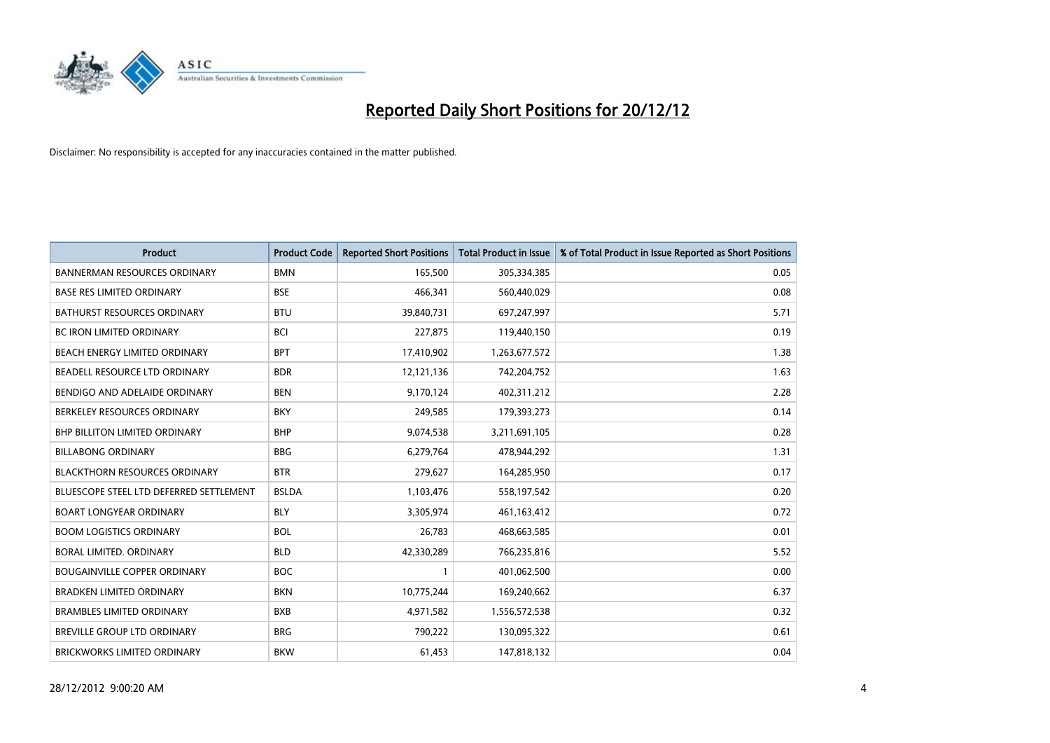# Reported Daily Short Positions for 20/12/12

Disclaimer: No responsibility is accepted for any inaccuracies contained in the matter published.

| Product | Product Code | Reported Short Positions | Total Product in Issue | % of Total Product in Issue Reported as Short Positions |
|---|---|---|---|---|
| BANNERMAN RESOURCES ORDINARY | BMN | 165,500 | 305,334,385 | 0.05 |
| BASE RES LIMITED ORDINARY | BSE | 466,341 | 560,440,029 | 0.08 |
| BATHURST RESOURCES ORDINARY | BTU | 39,840,731 | 697,247,997 | 5.71 |
| BC IRON LIMITED ORDINARY | BCI | 227,875 | 119,440,150 | 0.19 |
| BEACH ENERGY LIMITED ORDINARY | BPT | 17,410,902 | 1,263,677,572 | 1.38 |
| BEADELL RESOURCE LTD ORDINARY | BDR | 12,121,136 | 742,204,752 | 1.63 |
| BENDIGO AND ADELAIDE ORDINARY | BEN | 9,170,124 | 402,311,212 | 2.28 |
| BERKELEY RESOURCES ORDINARY | BKY | 249,585 | 179,393,273 | 0.14 |
| BHP BILLITON LIMITED ORDINARY | BHP | 9,074,538 | 3,211,691,105 | 0.28 |
| BILLABONG ORDINARY | BBG | 6,279,764 | 478,944,292 | 1.31 |
| BLACKTHORN RESOURCES ORDINARY | BTR | 279,627 | 164,285,950 | 0.17 |
| BLUESCOPE STEEL LTD DEFERRED SETTLEMENT | BSLDA | 1,103,476 | 558,197,542 | 0.20 |
| BOART LONGYEAR ORDINARY | BLY | 3,305,974 | 461,163,412 | 0.72 |
| BOOM LOGISTICS ORDINARY | BOL | 26,783 | 468,663,585 | 0.01 |
| BORAL LIMITED. ORDINARY | BLD | 42,330,289 | 766,235,816 | 5.52 |
| BOUGAINVILLE COPPER ORDINARY | BOC | 1 | 401,062,500 | 0.00 |
| BRADKEN LIMITED ORDINARY | BKN | 10,775,244 | 169,240,662 | 6.37 |
| BRAMBLES LIMITED ORDINARY | BXB | 4,971,582 | 1,556,572,538 | 0.32 |
| BREVILLE GROUP LTD ORDINARY | BRG | 790,222 | 130,095,322 | 0.61 |
| BRICKWORKS LIMITED ORDINARY | BKW | 61,453 | 147,818,132 | 0.04 |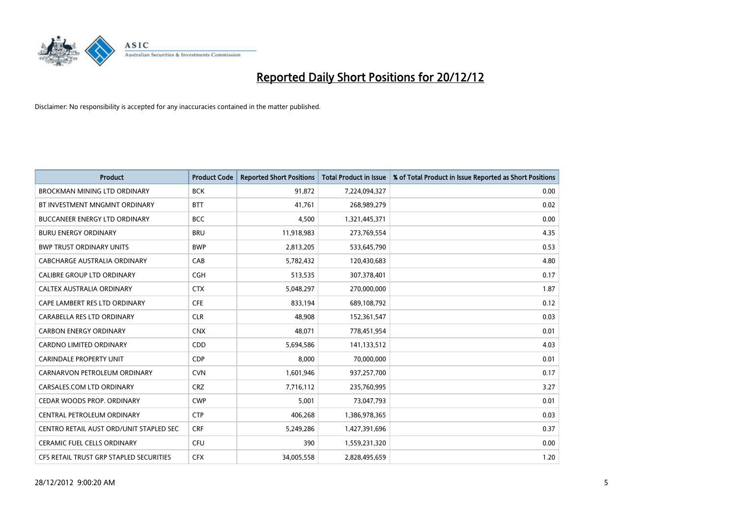# Reported Daily Short Positions for 20/12/12

Disclaimer: No responsibility is accepted for any inaccuracies contained in the matter published.

| Product | Product Code | Reported Short Positions | Total Product in Issue | % of Total Product in Issue Reported as Short Positions |
|---|---|---|---|---|
| BROCKMAN MINING LTD ORDINARY | BCK | 91,872 | 7,224,094,327 | 0.00 |
| BT INVESTMENT MNGMNT ORDINARY | BTT | 41,761 | 268,989,279 | 0.02 |
| BUCCANEER ENERGY LTD ORDINARY | BCC | 4,500 | 1,321,445,371 | 0.00 |
| BURU ENERGY ORDINARY | BRU | 11,918,983 | 273,769,554 | 4.35 |
| BWP TRUST ORDINARY UNITS | BWP | 2,813,205 | 533,645,790 | 0.53 |
| CABCHARGE AUSTRALIA ORDINARY | CAB | 5,782,432 | 120,430,683 | 4.80 |
| CALIBRE GROUP LTD ORDINARY | CGH | 513,535 | 307,378,401 | 0.17 |
| CALTEX AUSTRALIA ORDINARY | CTX | 5,048,297 | 270,000,000 | 1.87 |
| CAPE LAMBERT RES LTD ORDINARY | CFE | 833,194 | 689,108,792 | 0.12 |
| CARABELLA RES LTD ORDINARY | CLR | 48,908 | 152,361,547 | 0.03 |
| CARBON ENERGY ORDINARY | CNX | 48,071 | 778,451,954 | 0.01 |
| CARDNO LIMITED ORDINARY | CDD | 5,694,586 | 141,133,512 | 4.03 |
| CARINDALE PROPERTY UNIT | CDP | 8,000 | 70,000,000 | 0.01 |
| CARNARVON PETROLEUM ORDINARY | CVN | 1,601,946 | 937,257,700 | 0.17 |
| CARSALES.COM LTD ORDINARY | CRZ | 7,716,112 | 235,760,995 | 3.27 |
| CEDAR WOODS PROP. ORDINARY | CWP | 5,001 | 73,047,793 | 0.01 |
| CENTRAL PETROLEUM ORDINARY | CTP | 406,268 | 1,386,978,365 | 0.03 |
| CENTRO RETAIL AUST ORD/UNIT STAPLED SEC | CRF | 5,249,286 | 1,427,391,696 | 0.37 |
| CERAMIC FUEL CELLS ORDINARY | CFU | 390 | 1,559,231,320 | 0.00 |
| CFS RETAIL TRUST GRP STAPLED SECURITIES | CFX | 34,005,558 | 2,828,495,659 | 1.20 |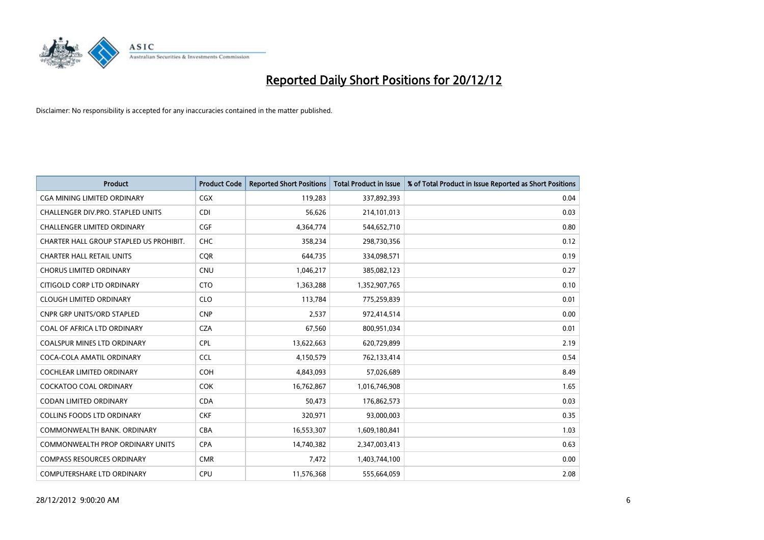# Reported Daily Short Positions for 20/12/12

Disclaimer: No responsibility is accepted for any inaccuracies contained in the matter published.

| Product | Product Code | Reported Short Positions | Total Product in Issue | % of Total Product in Issue Reported as Short Positions |
|---|---|---|---|---|
| CGA MINING LIMITED ORDINARY | CGX | 119,283 | 337,892,393 | 0.04 |
| CHALLENGER DIV.PRO. STAPLED UNITS | CDI | 56,626 | 214,101,013 | 0.03 |
| CHALLENGER LIMITED ORDINARY | CGF | 4,364,774 | 544,652,710 | 0.80 |
| CHARTER HALL GROUP STAPLED US PROHIBIT. | CHC | 358,234 | 298,730,356 | 0.12 |
| CHARTER HALL RETAIL UNITS | CQR | 644,735 | 334,098,571 | 0.19 |
| CHORUS LIMITED ORDINARY | CNU | 1,046,217 | 385,082,123 | 0.27 |
| CITIGOLD CORP LTD ORDINARY | CTO | 1,363,288 | 1,352,907,765 | 0.10 |
| CLOUGH LIMITED ORDINARY | CLO | 113,784 | 775,259,839 | 0.01 |
| CNPR GRP UNITS/ORD STAPLED | CNP | 2,537 | 972,414,514 | 0.00 |
| COAL OF AFRICA LTD ORDINARY | CZA | 67,560 | 800,951,034 | 0.01 |
| COALSPUR MINES LTD ORDINARY | CPL | 13,622,663 | 620,729,899 | 2.19 |
| COCA-COLA AMATIL ORDINARY | CCL | 4,150,579 | 762,133,414 | 0.54 |
| COCHLEAR LIMITED ORDINARY | COH | 4,843,093 | 57,026,689 | 8.49 |
| COCKATOO COAL ORDINARY | COK | 16,762,867 | 1,016,746,908 | 1.65 |
| CODAN LIMITED ORDINARY | CDA | 50,473 | 176,862,573 | 0.03 |
| COLLINS FOODS LTD ORDINARY | CKF | 320,971 | 93,000,003 | 0.35 |
| COMMONWEALTH BANK. ORDINARY | CBA | 16,553,307 | 1,609,180,841 | 1.03 |
| COMMONWEALTH PROP ORDINARY UNITS | CPA | 14,740,382 | 2,347,003,413 | 0.63 |
| COMPASS RESOURCES ORDINARY | CMR | 7,472 | 1,403,744,100 | 0.00 |
| COMPUTERSHARE LTD ORDINARY | CPU | 11,576,368 | 555,664,059 | 2.08 |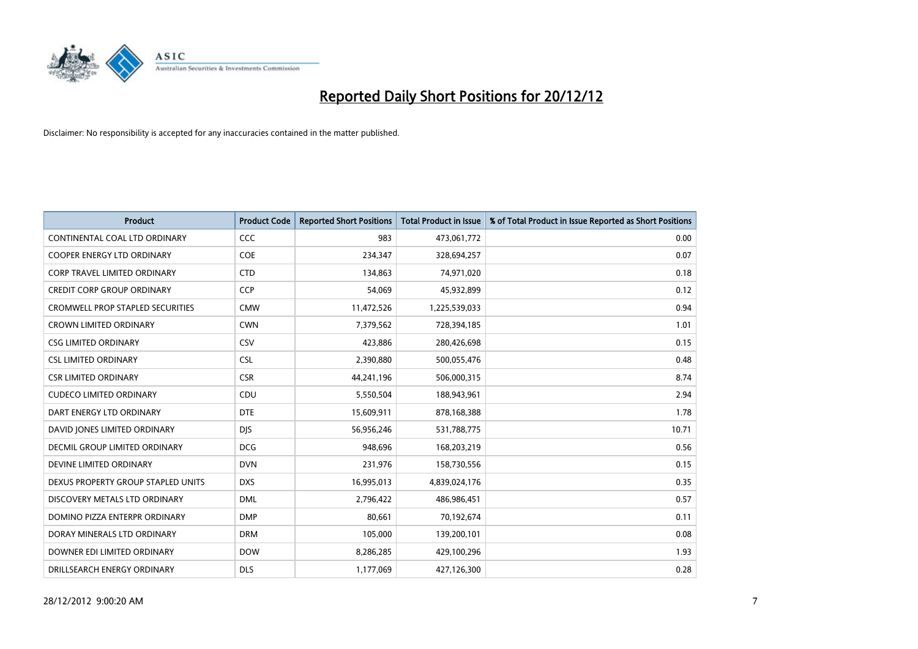# Reported Daily Short Positions for 20/12/12

Disclaimer: No responsibility is accepted for any inaccuracies contained in the matter published.

| Product | Product Code | Reported Short Positions | Total Product in Issue | % of Total Product in Issue Reported as Short Positions |
|---|---|---|---|---|
| CONTINENTAL COAL LTD ORDINARY | CCC | 983 | 473,061,772 | 0.00 |
| COOPER ENERGY LTD ORDINARY | COE | 234,347 | 328,694,257 | 0.07 |
| CORP TRAVEL LIMITED ORDINARY | CTD | 134,863 | 74,971,020 | 0.18 |
| CREDIT CORP GROUP ORDINARY | CCP | 54,069 | 45,932,899 | 0.12 |
| CROMWELL PROP STAPLED SECURITIES | CMW | 11,472,526 | 1,225,539,033 | 0.94 |
| CROWN LIMITED ORDINARY | CWN | 7,379,562 | 728,394,185 | 1.01 |
| CSG LIMITED ORDINARY | CSV | 423,886 | 280,426,698 | 0.15 |
| CSL LIMITED ORDINARY | CSL | 2,390,880 | 500,055,476 | 0.48 |
| CSR LIMITED ORDINARY | CSR | 44,241,196 | 506,000,315 | 8.74 |
| CUDECO LIMITED ORDINARY | CDU | 5,550,504 | 188,943,961 | 2.94 |
| DART ENERGY LTD ORDINARY | DTE | 15,609,911 | 878,168,388 | 1.78 |
| DAVID JONES LIMITED ORDINARY | DJS | 56,956,246 | 531,788,775 | 10.71 |
| DECMIL GROUP LIMITED ORDINARY | DCG | 948,696 | 168,203,219 | 0.56 |
| DEVINE LIMITED ORDINARY | DVN | 231,976 | 158,730,556 | 0.15 |
| DEXUS PROPERTY GROUP STAPLED UNITS | DXS | 16,995,013 | 4,839,024,176 | 0.35 |
| DISCOVERY METALS LTD ORDINARY | DML | 2,796,422 | 486,986,451 | 0.57 |
| DOMINO PIZZA ENTERPR ORDINARY | DMP | 80,661 | 70,192,674 | 0.11 |
| DORAY MINERALS LTD ORDINARY | DRM | 105,000 | 139,200,101 | 0.08 |
| DOWNER EDI LIMITED ORDINARY | DOW | 8,286,285 | 429,100,296 | 1.93 |
| DRILLSEARCH ENERGY ORDINARY | DLS | 1,177,069 | 427,126,300 | 0.28 |

28/12/2012 9:00:20 AM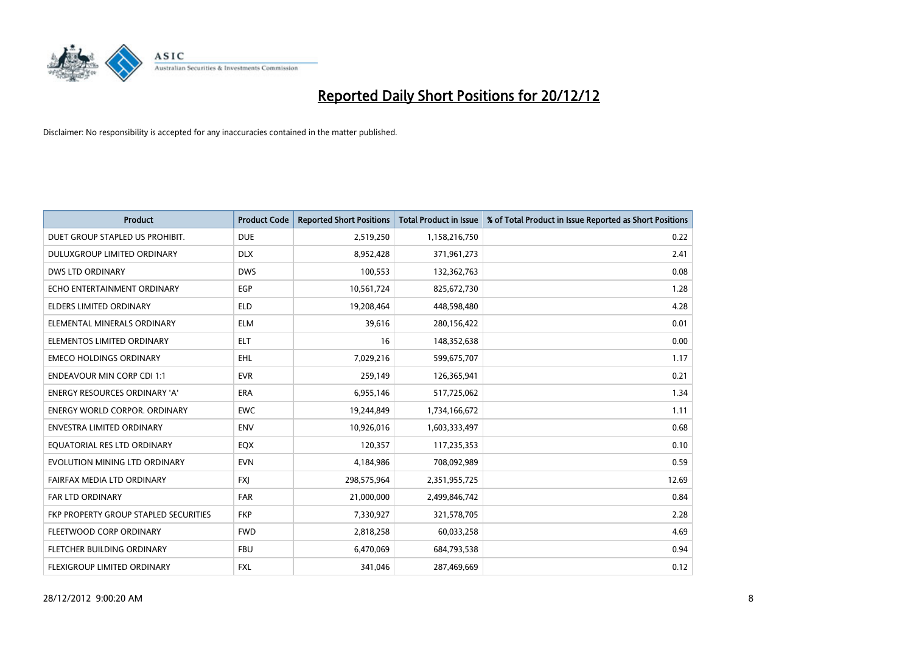# Reported Daily Short Positions for 20/12/12

Disclaimer: No responsibility is accepted for any inaccuracies contained in the matter published.

| Product | Product Code | Reported Short Positions | Total Product in Issue | % of Total Product in Issue Reported as Short Positions |
|---|---|---|---|---|
| DUET GROUP STAPLED US PROHIBIT. | DUE | 2,519,250 | 1,158,216,750 | 0.22 |
| DULUXGROUP LIMITED ORDINARY | DLX | 8,952,428 | 371,961,273 | 2.41 |
| DWS LTD ORDINARY | DWS | 100,553 | 132,362,763 | 0.08 |
| ECHO ENTERTAINMENT ORDINARY | EGP | 10,561,724 | 825,672,730 | 1.28 |
| ELDERS LIMITED ORDINARY | ELD | 19,208,464 | 448,598,480 | 4.28 |
| ELEMENTAL MINERALS ORDINARY | ELM | 39,616 | 280,156,422 | 0.01 |
| ELEMENTOS LIMITED ORDINARY | ELT | 16 | 148,352,638 | 0.00 |
| EMECO HOLDINGS ORDINARY | EHL | 7,029,216 | 599,675,707 | 1.17 |
| ENDEAVOUR MIN CORP CDI 1:1 | EVR | 259,149 | 126,365,941 | 0.21 |
| ENERGY RESOURCES ORDINARY 'A' | ERA | 6,955,146 | 517,725,062 | 1.34 |
| ENERGY WORLD CORPOR. ORDINARY | EWC | 19,244,849 | 1,734,166,672 | 1.11 |
| ENVESTRA LIMITED ORDINARY | ENV | 10,926,016 | 1,603,333,497 | 0.68 |
| EQUATORIAL RES LTD ORDINARY | EQX | 120,357 | 117,235,353 | 0.10 |
| EVOLUTION MINING LTD ORDINARY | EVN | 4,184,986 | 708,092,989 | 0.59 |
| FAIRFAX MEDIA LTD ORDINARY | FXJ | 298,575,964 | 2,351,955,725 | 12.69 |
| FAR LTD ORDINARY | FAR | 21,000,000 | 2,499,846,742 | 0.84 |
| FKP PROPERTY GROUP STAPLED SECURITIES | FKP | 7,330,927 | 321,578,705 | 2.28 |
| FLEETWOOD CORP ORDINARY | FWD | 2,818,258 | 60,033,258 | 4.69 |
| FLETCHER BUILDING ORDINARY | FBU | 6,470,069 | 684,793,538 | 0.94 |
| FLEXIGROUP LIMITED ORDINARY | FXL | 341,046 | 287,469,669 | 0.12 |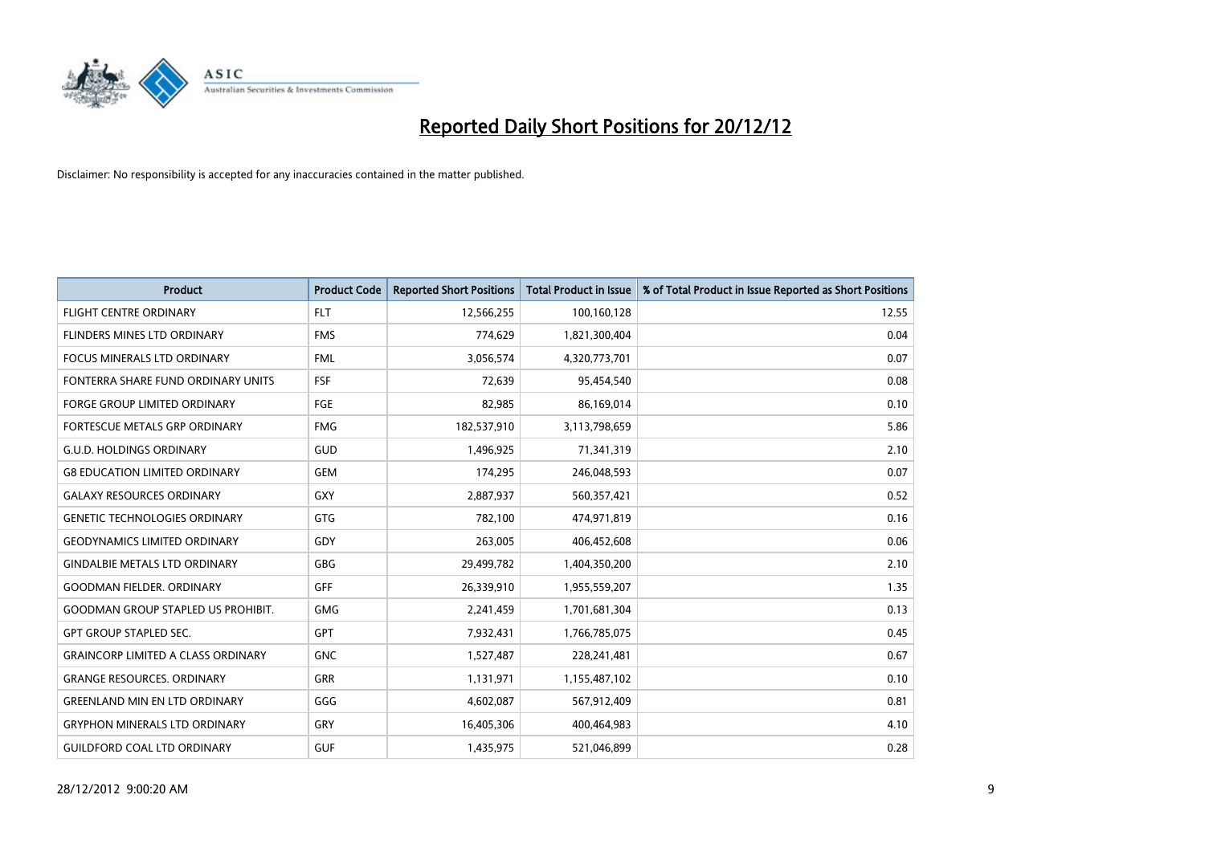# Reported Daily Short Positions for 20/12/12

Disclaimer: No responsibility is accepted for any inaccuracies contained in the matter published.

| Product | Product Code | Reported Short Positions | Total Product in Issue | % of Total Product in Issue Reported as Short Positions |
|---|---|---|---|---|
| FLIGHT CENTRE ORDINARY | FLT | 12,566,255 | 100,160,128 | 12.55 |
| FLINDERS MINES LTD ORDINARY | FMS | 774,629 | 1,821,300,404 | 0.04 |
| FOCUS MINERALS LTD ORDINARY | FML | 3,056,574 | 4,320,773,701 | 0.07 |
| FONTERRA SHARE FUND ORDINARY UNITS | FSF | 72,639 | 95,454,540 | 0.08 |
| FORGE GROUP LIMITED ORDINARY | FGE | 82,985 | 86,169,014 | 0.10 |
| FORTESCUE METALS GRP ORDINARY | FMG | 182,537,910 | 3,113,798,659 | 5.86 |
| G.U.D. HOLDINGS ORDINARY | GUD | 1,496,925 | 71,341,319 | 2.10 |
| G8 EDUCATION LIMITED ORDINARY | GEM | 174,295 | 246,048,593 | 0.07 |
| GALAXY RESOURCES ORDINARY | GXY | 2,887,937 | 560,357,421 | 0.52 |
| GENETIC TECHNOLOGIES ORDINARY | GTG | 782,100 | 474,971,819 | 0.16 |
| GEODYNAMICS LIMITED ORDINARY | GDY | 263,005 | 406,452,608 | 0.06 |
| GINDALBIE METALS LTD ORDINARY | GBG | 29,499,782 | 1,404,350,200 | 2.10 |
| GOODMAN FIELDER. ORDINARY | GFF | 26,339,910 | 1,955,559,207 | 1.35 |
| GOODMAN GROUP STAPLED US PROHIBIT. | GMG | 2,241,459 | 1,701,681,304 | 0.13 |
| GPT GROUP STAPLED SEC. | GPT | 7,932,431 | 1,766,785,075 | 0.45 |
| GRAINCORP LIMITED A CLASS ORDINARY | GNC | 1,527,487 | 228,241,481 | 0.67 |
| GRANGE RESOURCES. ORDINARY | GRR | 1,131,971 | 1,155,487,102 | 0.10 |
| GREENLAND MIN EN LTD ORDINARY | GGG | 4,602,087 | 567,912,409 | 0.81 |
| GRYPHON MINERALS LTD ORDINARY | GRY | 16,405,306 | 400,464,983 | 4.10 |
| GUILDFORD COAL LTD ORDINARY | GUF | 1,435,975 | 521,046,899 | 0.28 |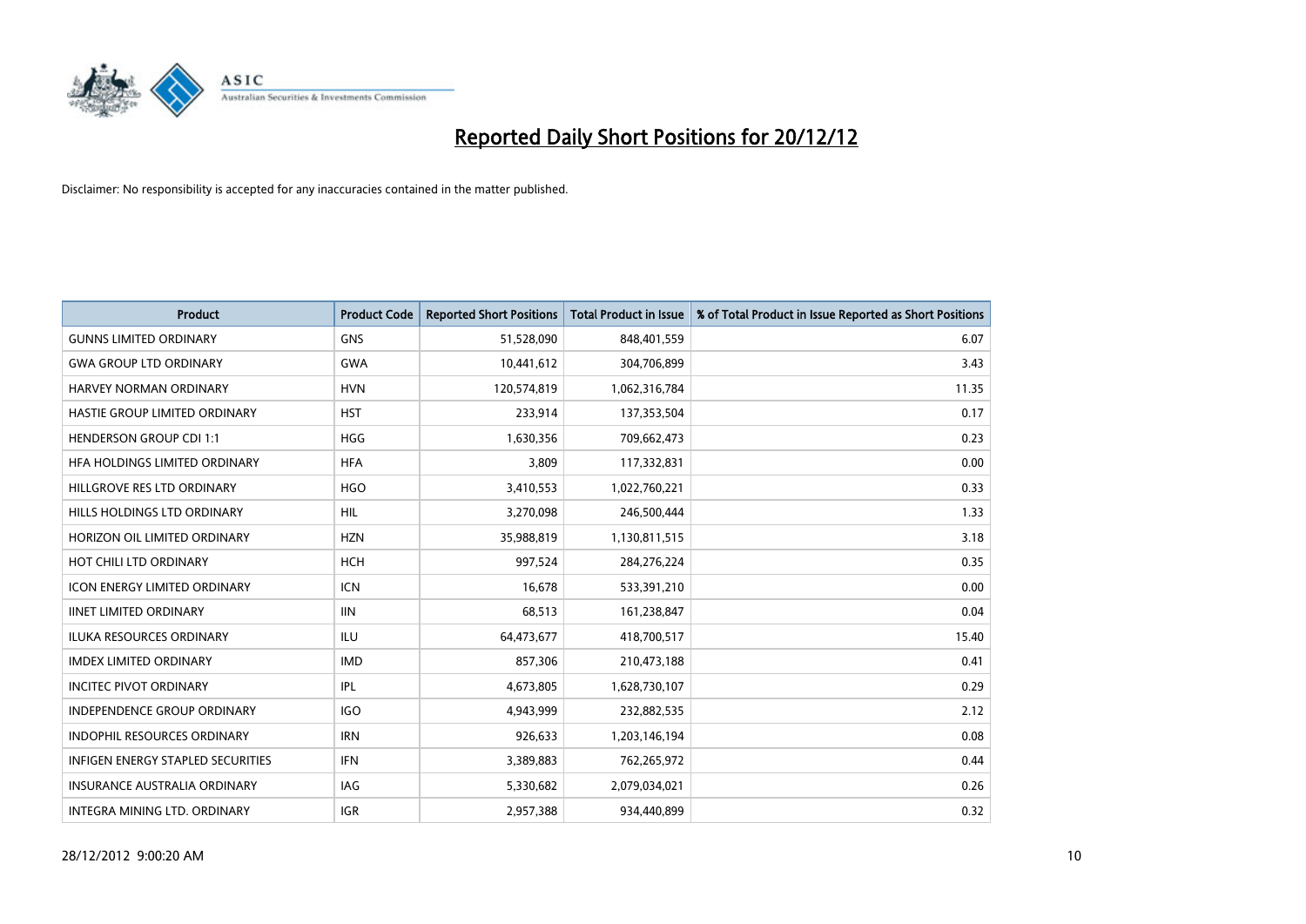# Reported Daily Short Positions for 20/12/12

Disclaimer: No responsibility is accepted for any inaccuracies contained in the matter published.

| Product | Product Code | Reported Short Positions | Total Product in Issue | % of Total Product in Issue Reported as Short Positions |
|---|---|---|---|---|
| GUNNS LIMITED ORDINARY | GNS | 51,528,090 | 848,401,559 | 6.07 |
| GWA GROUP LTD ORDINARY | GWA | 10,441,612 | 304,706,899 | 3.43 |
| HARVEY NORMAN ORDINARY | HVN | 120,574,819 | 1,062,316,784 | 11.35 |
| HASTIE GROUP LIMITED ORDINARY | HST | 233,914 | 137,353,504 | 0.17 |
| HENDERSON GROUP CDI 1:1 | HGG | 1,630,356 | 709,662,473 | 0.23 |
| HFA HOLDINGS LIMITED ORDINARY | HFA | 3,809 | 117,332,831 | 0.00 |
| HILLGROVE RES LTD ORDINARY | HGO | 3,410,553 | 1,022,760,221 | 0.33 |
| HILLS HOLDINGS LTD ORDINARY | HIL | 3,270,098 | 246,500,444 | 1.33 |
| HORIZON OIL LIMITED ORDINARY | HZN | 35,988,819 | 1,130,811,515 | 3.18 |
| HOT CHILI LTD ORDINARY | HCH | 997,524 | 284,276,224 | 0.35 |
| ICON ENERGY LIMITED ORDINARY | ICN | 16,678 | 533,391,210 | 0.00 |
| IINET LIMITED ORDINARY | IIN | 68,513 | 161,238,847 | 0.04 |
| ILUKA RESOURCES ORDINARY | ILU | 64,473,677 | 418,700,517 | 15.40 |
| IMDEX LIMITED ORDINARY | IMD | 857,306 | 210,473,188 | 0.41 |
| INCITEC PIVOT ORDINARY | IPL | 4,673,805 | 1,628,730,107 | 0.29 |
| INDEPENDENCE GROUP ORDINARY | IGO | 4,943,999 | 232,882,535 | 2.12 |
| INDOPHIL RESOURCES ORDINARY | IRN | 926,633 | 1,203,146,194 | 0.08 |
| INFIGEN ENERGY STAPLED SECURITIES | IFN | 3,389,883 | 762,265,972 | 0.44 |
| INSURANCE AUSTRALIA ORDINARY | IAG | 5,330,682 | 2,079,034,021 | 0.26 |
| INTEGRA MINING LTD. ORDINARY | IGR | 2,957,388 | 934,440,899 | 0.32 |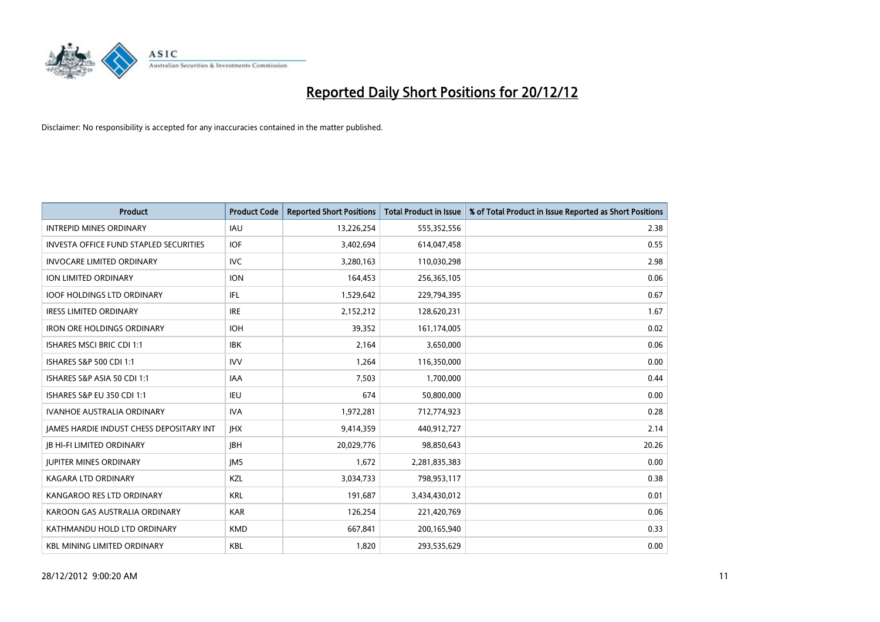# Reported Daily Short Positions for 20/12/12

Disclaimer: No responsibility is accepted for any inaccuracies contained in the matter published.

| Product | Product Code | Reported Short Positions | Total Product in Issue | % of Total Product in Issue Reported as Short Positions |
|---|---|---|---|---|
| INTREPID MINES ORDINARY | IAU | 13,226,254 | 555,352,556 | 2.38 |
| INVESTA OFFICE FUND STAPLED SECURITIES | IOF | 3,402,694 | 614,047,458 | 0.55 |
| INVOCARE LIMITED ORDINARY | IVC | 3,280,163 | 110,030,298 | 2.98 |
| ION LIMITED ORDINARY | ION | 164,453 | 256,365,105 | 0.06 |
| IOOF HOLDINGS LTD ORDINARY | IFL | 1,529,642 | 229,794,395 | 0.67 |
| IRESS LIMITED ORDINARY | IRE | 2,152,212 | 128,620,231 | 1.67 |
| IRON ORE HOLDINGS ORDINARY | IOH | 39,352 | 161,174,005 | 0.02 |
| ISHARES MSCI BRIC CDI 1:1 | IBK | 2,164 | 3,650,000 | 0.06 |
| ISHARES S&P 500 CDI 1:1 | IVV | 1,264 | 116,350,000 | 0.00 |
| ISHARES S&P ASIA 50 CDI 1:1 | IAA | 7,503 | 1,700,000 | 0.44 |
| ISHARES S&P EU 350 CDI 1:1 | IEU | 674 | 50,800,000 | 0.00 |
| IVANHOE AUSTRALIA ORDINARY | IVA | 1,972,281 | 712,774,923 | 0.28 |
| JAMES HARDIE INDUST CHESS DEPOSITARY INT | JHX | 9,414,359 | 440,912,727 | 2.14 |
| JB HI-FI LIMITED ORDINARY | JBH | 20,029,776 | 98,850,643 | 20.26 |
| JUPITER MINES ORDINARY | JMS | 1,672 | 2,281,835,383 | 0.00 |
| KAGARA LTD ORDINARY | KZL | 3,034,733 | 798,953,117 | 0.38 |
| KANGAROO RES LTD ORDINARY | KRL | 191,687 | 3,434,430,012 | 0.01 |
| KAROON GAS AUSTRALIA ORDINARY | KAR | 126,254 | 221,420,769 | 0.06 |
| KATHMANDU HOLD LTD ORDINARY | KMD | 667,841 | 200,165,940 | 0.33 |
| KBL MINING LIMITED ORDINARY | KBL | 1,820 | 293,535,629 | 0.00 |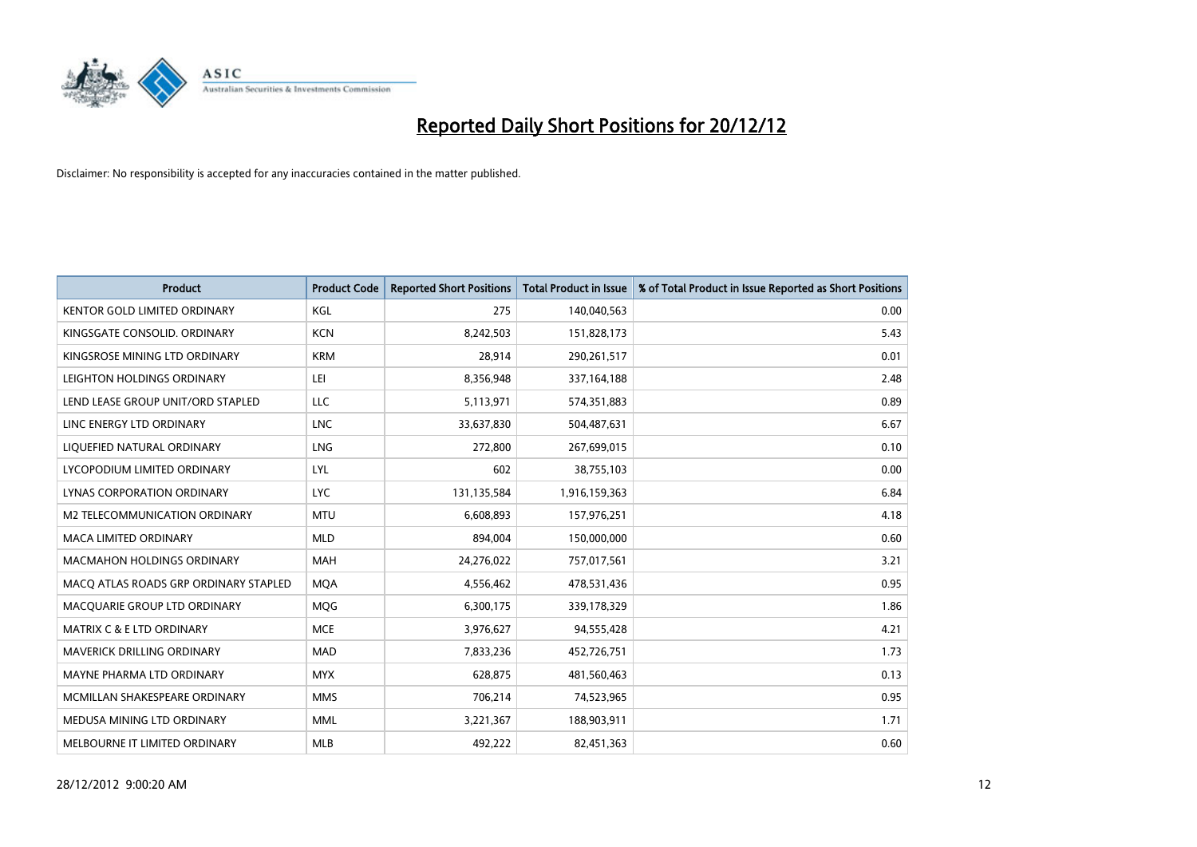# Reported Daily Short Positions for 20/12/12

Disclaimer: No responsibility is accepted for any inaccuracies contained in the matter published.

| Product | Product Code | Reported Short Positions | Total Product in Issue | % of Total Product in Issue Reported as Short Positions |
|---|---|---|---|---|
| KENTOR GOLD LIMITED ORDINARY | KGL | 275 | 140,040,563 | 0.00 |
| KINGSGATE CONSOLID. ORDINARY | KCN | 8,242,503 | 151,828,173 | 5.43 |
| KINGSROSE MINING LTD ORDINARY | KRM | 28,914 | 290,261,517 | 0.01 |
| LEIGHTON HOLDINGS ORDINARY | LEI | 8,356,948 | 337,164,188 | 2.48 |
| LEND LEASE GROUP UNIT/ORD STAPLED | LLC | 5,113,971 | 574,351,883 | 0.89 |
| LINC ENERGY LTD ORDINARY | LNC | 33,637,830 | 504,487,631 | 6.67 |
| LIQUEFIED NATURAL ORDINARY | LNG | 272,800 | 267,699,015 | 0.10 |
| LYCOPODIUM LIMITED ORDINARY | LYL | 602 | 38,755,103 | 0.00 |
| LYNAS CORPORATION ORDINARY | LYC | 131,135,584 | 1,916,159,363 | 6.84 |
| M2 TELECOMMUNICATION ORDINARY | MTU | 6,608,893 | 157,976,251 | 4.18 |
| MACA LIMITED ORDINARY | MLD | 894,004 | 150,000,000 | 0.60 |
| MACMAHON HOLDINGS ORDINARY | MAH | 24,276,022 | 757,017,561 | 3.21 |
| MACQ ATLAS ROADS GRP ORDINARY STAPLED | MQA | 4,556,462 | 478,531,436 | 0.95 |
| MACQUARIE GROUP LTD ORDINARY | MQG | 6,300,175 | 339,178,329 | 1.86 |
| MATRIX C & E LTD ORDINARY | MCE | 3,976,627 | 94,555,428 | 4.21 |
| MAVERICK DRILLING ORDINARY | MAD | 7,833,236 | 452,726,751 | 1.73 |
| MAYNE PHARMA LTD ORDINARY | MYX | 628,875 | 481,560,463 | 0.13 |
| MCMILLAN SHAKESPEARE ORDINARY | MMS | 706,214 | 74,523,965 | 0.95 |
| MEDUSA MINING LTD ORDINARY | MML | 3,221,367 | 188,903,911 | 1.71 |
| MELBOURNE IT LIMITED ORDINARY | MLB | 492,222 | 82,451,363 | 0.60 |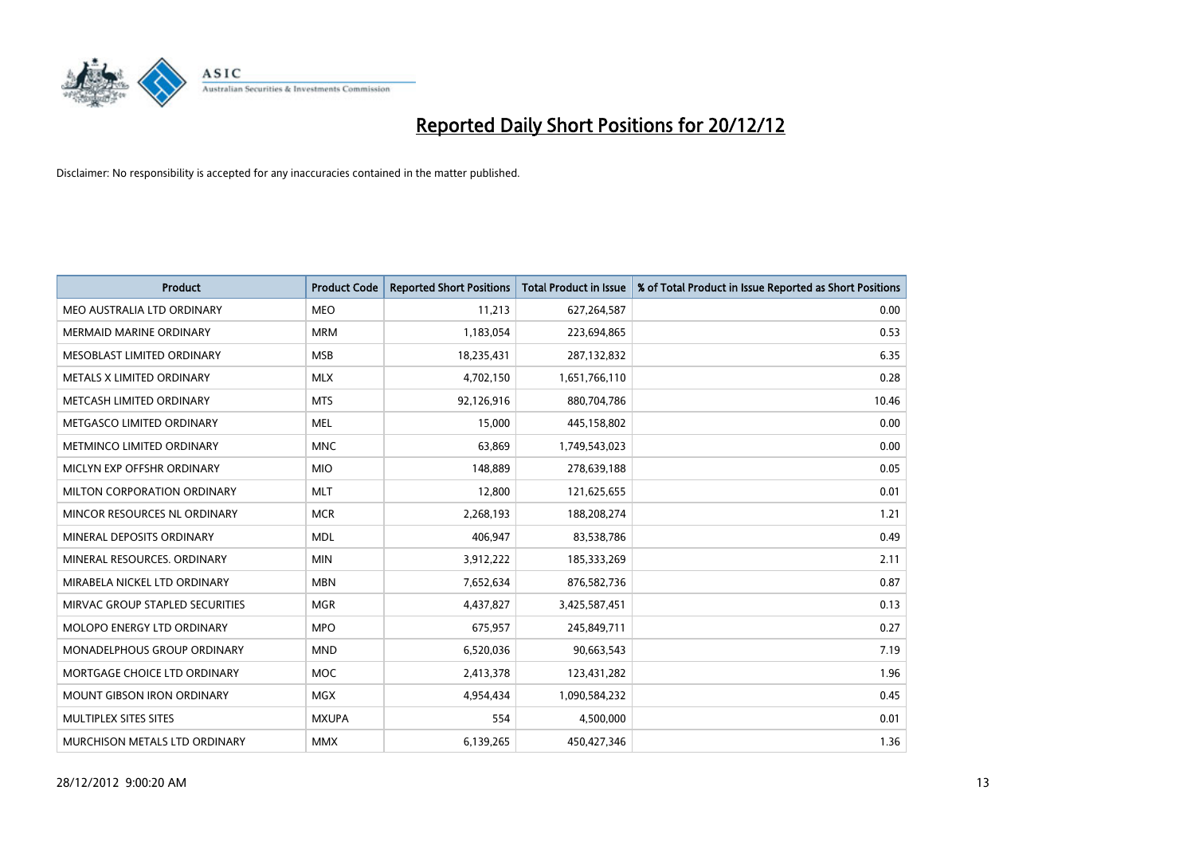# Reported Daily Short Positions for 20/12/12

Disclaimer: No responsibility is accepted for any inaccuracies contained in the matter published.

| Product | Product Code | Reported Short Positions | Total Product in Issue | % of Total Product in Issue Reported as Short Positions |
|---|---|---|---|---|
| MEO AUSTRALIA LTD ORDINARY | MEO | 11,213 | 627,264,587 | 0.00 |
| MERMAID MARINE ORDINARY | MRM | 1,183,054 | 223,694,865 | 0.53 |
| MESOBLAST LIMITED ORDINARY | MSB | 18,235,431 | 287,132,832 | 6.35 |
| METALS X LIMITED ORDINARY | MLX | 4,702,150 | 1,651,766,110 | 0.28 |
| METCASH LIMITED ORDINARY | MTS | 92,126,916 | 880,704,786 | 10.46 |
| METGASCO LIMITED ORDINARY | MEL | 15,000 | 445,158,802 | 0.00 |
| METMINCO LIMITED ORDINARY | MNC | 63,869 | 1,749,543,023 | 0.00 |
| MICLYN EXP OFFSHR ORDINARY | MIO | 148,889 | 278,639,188 | 0.05 |
| MILTON CORPORATION ORDINARY | MLT | 12,800 | 121,625,655 | 0.01 |
| MINCOR RESOURCES NL ORDINARY | MCR | 2,268,193 | 188,208,274 | 1.21 |
| MINERAL DEPOSITS ORDINARY | MDL | 406,947 | 83,538,786 | 0.49 |
| MINERAL RESOURCES. ORDINARY | MIN | 3,912,222 | 185,333,269 | 2.11 |
| MIRABELA NICKEL LTD ORDINARY | MBN | 7,652,634 | 876,582,736 | 0.87 |
| MIRVAC GROUP STAPLED SECURITIES | MGR | 4,437,827 | 3,425,587,451 | 0.13 |
| MOLOPO ENERGY LTD ORDINARY | MPO | 675,957 | 245,849,711 | 0.27 |
| MONADELPHOUS GROUP ORDINARY | MND | 6,520,036 | 90,663,543 | 7.19 |
| MORTGAGE CHOICE LTD ORDINARY | MOC | 2,413,378 | 123,431,282 | 1.96 |
| MOUNT GIBSON IRON ORDINARY | MGX | 4,954,434 | 1,090,584,232 | 0.45 |
| MULTIPLEX SITES SITES | MXUPA | 554 | 4,500,000 | 0.01 |
| MURCHISON METALS LTD ORDINARY | MMX | 6,139,265 | 450,427,346 | 1.36 |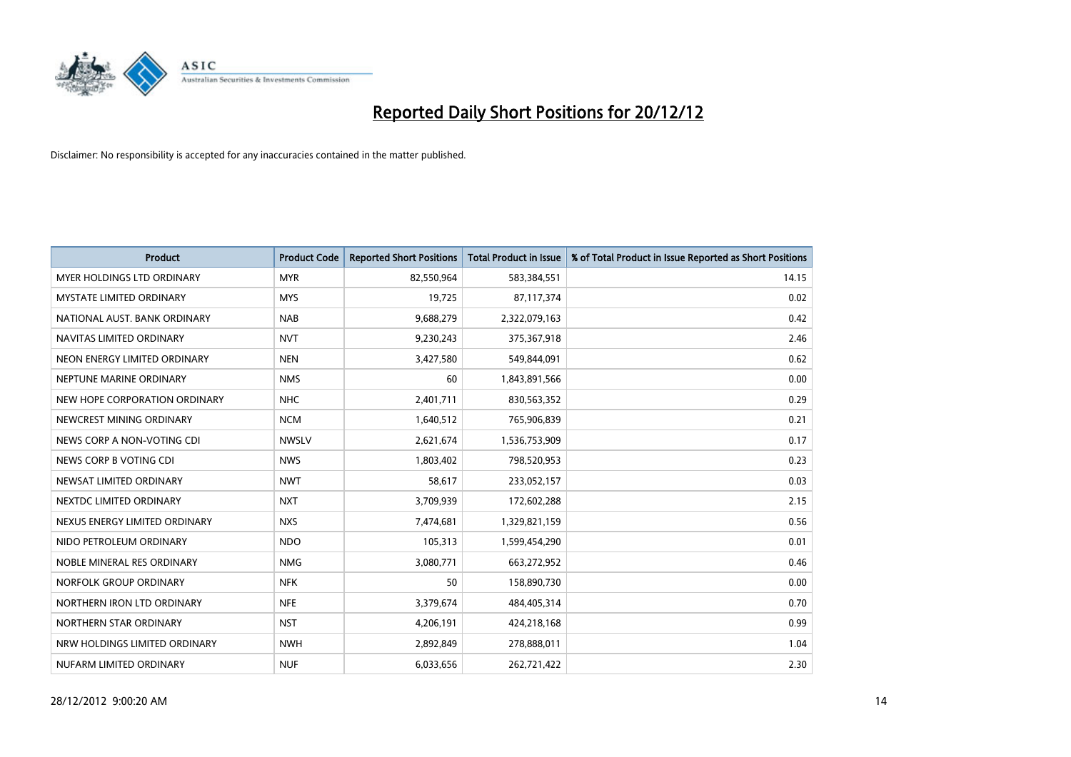# Reported Daily Short Positions for 20/12/12

Disclaimer: No responsibility is accepted for any inaccuracies contained in the matter published.

| Product | Product Code | Reported Short Positions | Total Product in Issue | % of Total Product in Issue Reported as Short Positions |
|---|---|---|---|---|
| MYER HOLDINGS LTD ORDINARY | MYR | 82,550,964 | 583,384,551 | 14.15 |
| MYSTATE LIMITED ORDINARY | MYS | 19,725 | 87,117,374 | 0.02 |
| NATIONAL AUST. BANK ORDINARY | NAB | 9,688,279 | 2,322,079,163 | 0.42 |
| NAVITAS LIMITED ORDINARY | NVT | 9,230,243 | 375,367,918 | 2.46 |
| NEON ENERGY LIMITED ORDINARY | NEN | 3,427,580 | 549,844,091 | 0.62 |
| NEPTUNE MARINE ORDINARY | NMS | 60 | 1,843,891,566 | 0.00 |
| NEW HOPE CORPORATION ORDINARY | NHC | 2,401,711 | 830,563,352 | 0.29 |
| NEWCREST MINING ORDINARY | NCM | 1,640,512 | 765,906,839 | 0.21 |
| NEWS CORP A NON-VOTING CDI | NWSLV | 2,621,674 | 1,536,753,909 | 0.17 |
| NEWS CORP B VOTING CDI | NWS | 1,803,402 | 798,520,953 | 0.23 |
| NEWSAT LIMITED ORDINARY | NWT | 58,617 | 233,052,157 | 0.03 |
| NEXTDC LIMITED ORDINARY | NXT | 3,709,939 | 172,602,288 | 2.15 |
| NEXUS ENERGY LIMITED ORDINARY | NXS | 7,474,681 | 1,329,821,159 | 0.56 |
| NIDO PETROLEUM ORDINARY | NDO | 105,313 | 1,599,454,290 | 0.01 |
| NOBLE MINERAL RES ORDINARY | NMG | 3,080,771 | 663,272,952 | 0.46 |
| NORFOLK GROUP ORDINARY | NFK | 50 | 158,890,730 | 0.00 |
| NORTHERN IRON LTD ORDINARY | NFE | 3,379,674 | 484,405,314 | 0.70 |
| NORTHERN STAR ORDINARY | NST | 4,206,191 | 424,218,168 | 0.99 |
| NRW HOLDINGS LIMITED ORDINARY | NWH | 2,892,849 | 278,888,011 | 1.04 |
| NUFARM LIMITED ORDINARY | NUF | 6,033,656 | 262,721,422 | 2.30 |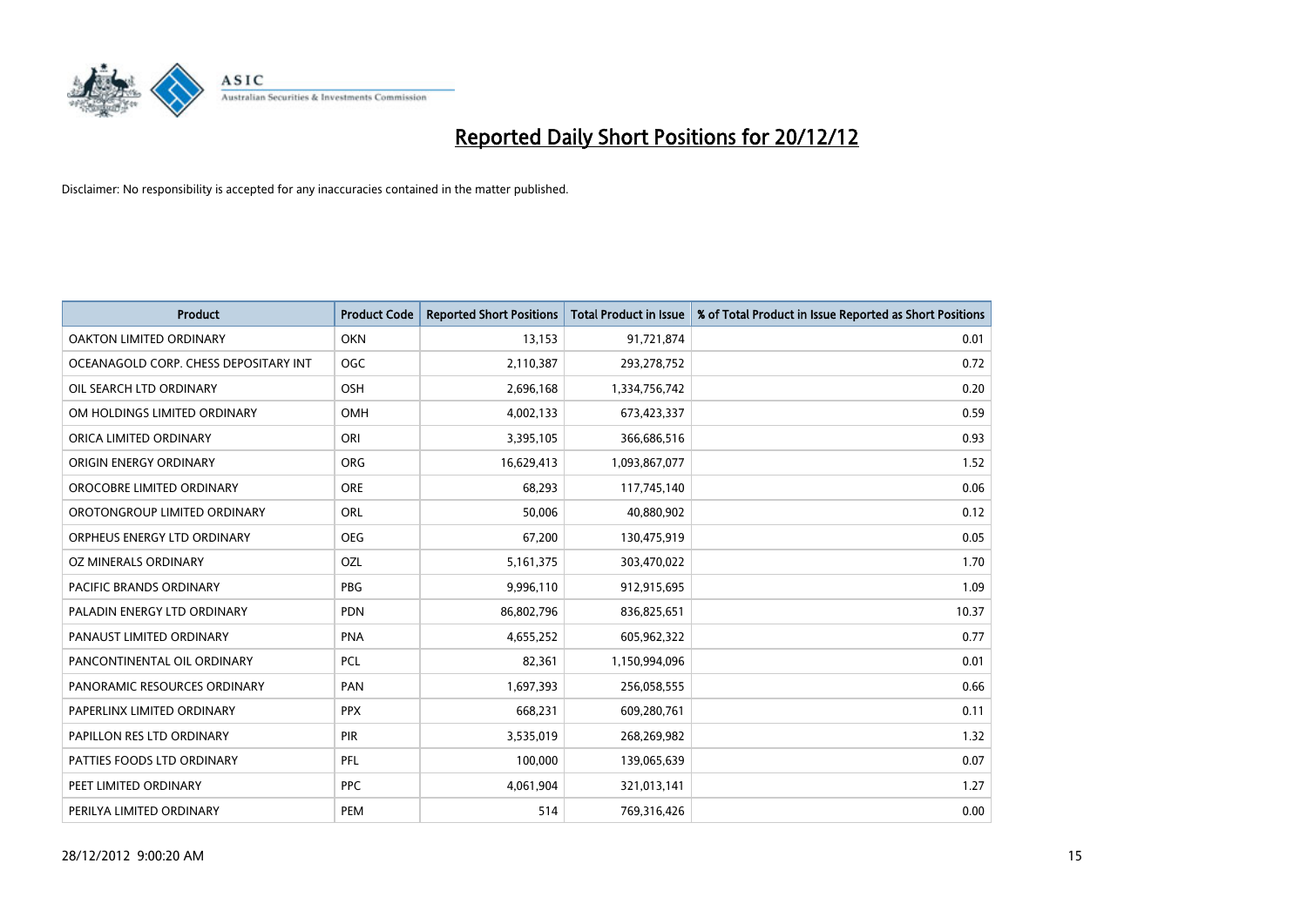# Reported Daily Short Positions for 20/12/12

Disclaimer: No responsibility is accepted for any inaccuracies contained in the matter published.

| Product | Product Code | Reported Short Positions | Total Product in Issue | % of Total Product in Issue Reported as Short Positions |
|---|---|---|---|---|
| OAKTON LIMITED ORDINARY | OKN | 13,153 | 91,721,874 | 0.01 |
| OCEANAGOLD CORP. CHESS DEPOSITARY INT | OGC | 2,110,387 | 293,278,752 | 0.72 |
| OIL SEARCH LTD ORDINARY | OSH | 2,696,168 | 1,334,756,742 | 0.20 |
| OM HOLDINGS LIMITED ORDINARY | OMH | 4,002,133 | 673,423,337 | 0.59 |
| ORICA LIMITED ORDINARY | ORI | 3,395,105 | 366,686,516 | 0.93 |
| ORIGIN ENERGY ORDINARY | ORG | 16,629,413 | 1,093,867,077 | 1.52 |
| OROCOBRE LIMITED ORDINARY | ORE | 68,293 | 117,745,140 | 0.06 |
| OROTONGROUP LIMITED ORDINARY | ORL | 50,006 | 40,880,902 | 0.12 |
| ORPHEUS ENERGY LTD ORDINARY | OEG | 67,200 | 130,475,919 | 0.05 |
| OZ MINERALS ORDINARY | OZL | 5,161,375 | 303,470,022 | 1.70 |
| PACIFIC BRANDS ORDINARY | PBG | 9,996,110 | 912,915,695 | 1.09 |
| PALADIN ENERGY LTD ORDINARY | PDN | 86,802,796 | 836,825,651 | 10.37 |
| PANAUST LIMITED ORDINARY | PNA | 4,655,252 | 605,962,322 | 0.77 |
| PANCONTINENTAL OIL ORDINARY | PCL | 82,361 | 1,150,994,096 | 0.01 |
| PANORAMIC RESOURCES ORDINARY | PAN | 1,697,393 | 256,058,555 | 0.66 |
| PAPERLINX LIMITED ORDINARY | PPX | 668,231 | 609,280,761 | 0.11 |
| PAPILLON RES LTD ORDINARY | PIR | 3,535,019 | 268,269,982 | 1.32 |
| PATTIES FOODS LTD ORDINARY | PFL | 100,000 | 139,065,639 | 0.07 |
| PEET LIMITED ORDINARY | PPC | 4,061,904 | 321,013,141 | 1.27 |
| PERILYA LIMITED ORDINARY | PEM | 514 | 769,316,426 | 0.00 |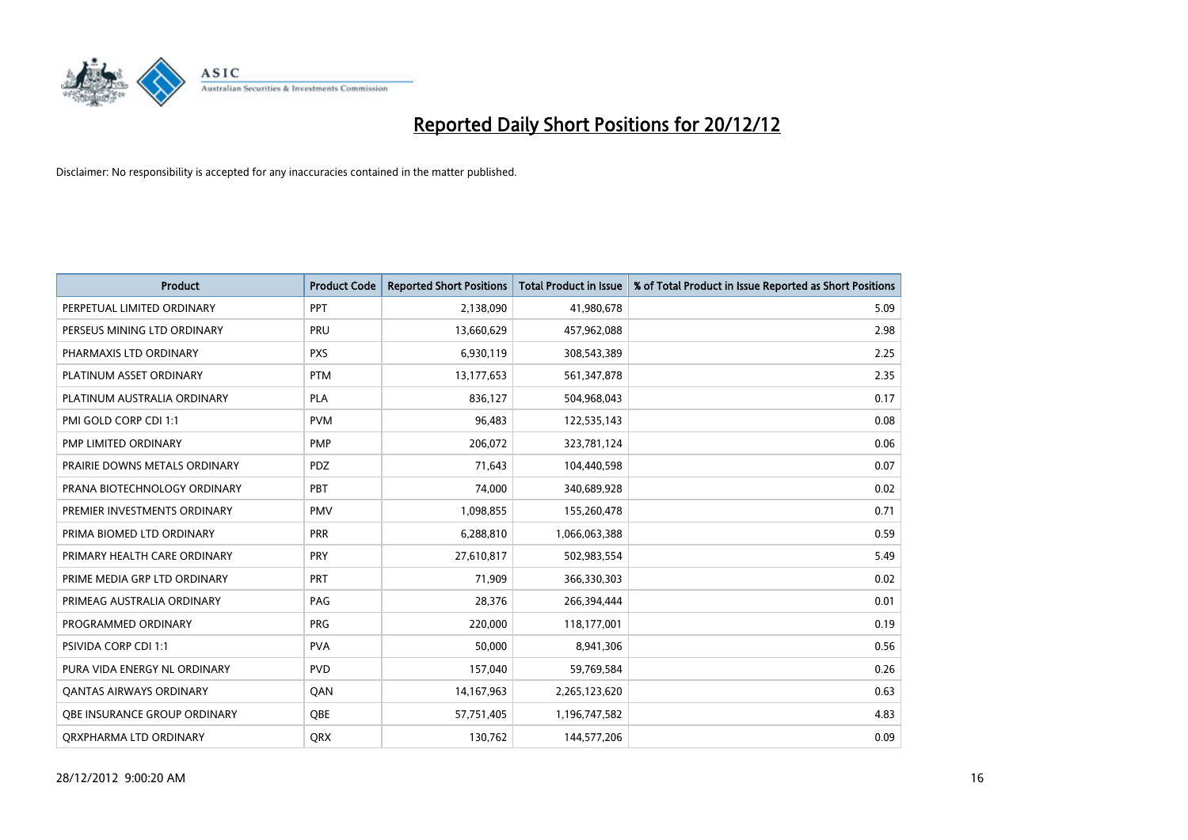# Reported Daily Short Positions for 20/12/12

Disclaimer: No responsibility is accepted for any inaccuracies contained in the matter published.

| Product | Product Code | Reported Short Positions | Total Product in Issue | % of Total Product in Issue Reported as Short Positions |
|---|---|---|---|---|
| PERPETUAL LIMITED ORDINARY | PPT | 2,138,090 | 41,980,678 | 5.09 |
| PERSEUS MINING LTD ORDINARY | PRU | 13,660,629 | 457,962,088 | 2.98 |
| PHARMAXIS LTD ORDINARY | PXS | 6,930,119 | 308,543,389 | 2.25 |
| PLATINUM ASSET ORDINARY | PTM | 13,177,653 | 561,347,878 | 2.35 |
| PLATINUM AUSTRALIA ORDINARY | PLA | 836,127 | 504,968,043 | 0.17 |
| PMI GOLD CORP CDI 1:1 | PVM | 96,483 | 122,535,143 | 0.08 |
| PMP LIMITED ORDINARY | PMP | 206,072 | 323,781,124 | 0.06 |
| PRAIRIE DOWNS METALS ORDINARY | PDZ | 71,643 | 104,440,598 | 0.07 |
| PRANA BIOTECHNOLOGY ORDINARY | PBT | 74,000 | 340,689,928 | 0.02 |
| PREMIER INVESTMENTS ORDINARY | PMV | 1,098,855 | 155,260,478 | 0.71 |
| PRIMA BIOMED LTD ORDINARY | PRR | 6,288,810 | 1,066,063,388 | 0.59 |
| PRIMARY HEALTH CARE ORDINARY | PRY | 27,610,817 | 502,983,554 | 5.49 |
| PRIME MEDIA GRP LTD ORDINARY | PRT | 71,909 | 366,330,303 | 0.02 |
| PRIMEAG AUSTRALIA ORDINARY | PAG | 28,376 | 266,394,444 | 0.01 |
| PROGRAMMED ORDINARY | PRG | 220,000 | 118,177,001 | 0.19 |
| PSIVIDA CORP CDI 1:1 | PVA | 50,000 | 8,941,306 | 0.56 |
| PURA VIDA ENERGY NL ORDINARY | PVD | 157,040 | 59,769,584 | 0.26 |
| QANTAS AIRWAYS ORDINARY | QAN | 14,167,963 | 2,265,123,620 | 0.63 |
| QBE INSURANCE GROUP ORDINARY | QBE | 57,751,405 | 1,196,747,582 | 4.83 |
| QRXPHARMA LTD ORDINARY | QRX | 130,762 | 144,577,206 | 0.09 |

28/12/2012 9:00:20 AM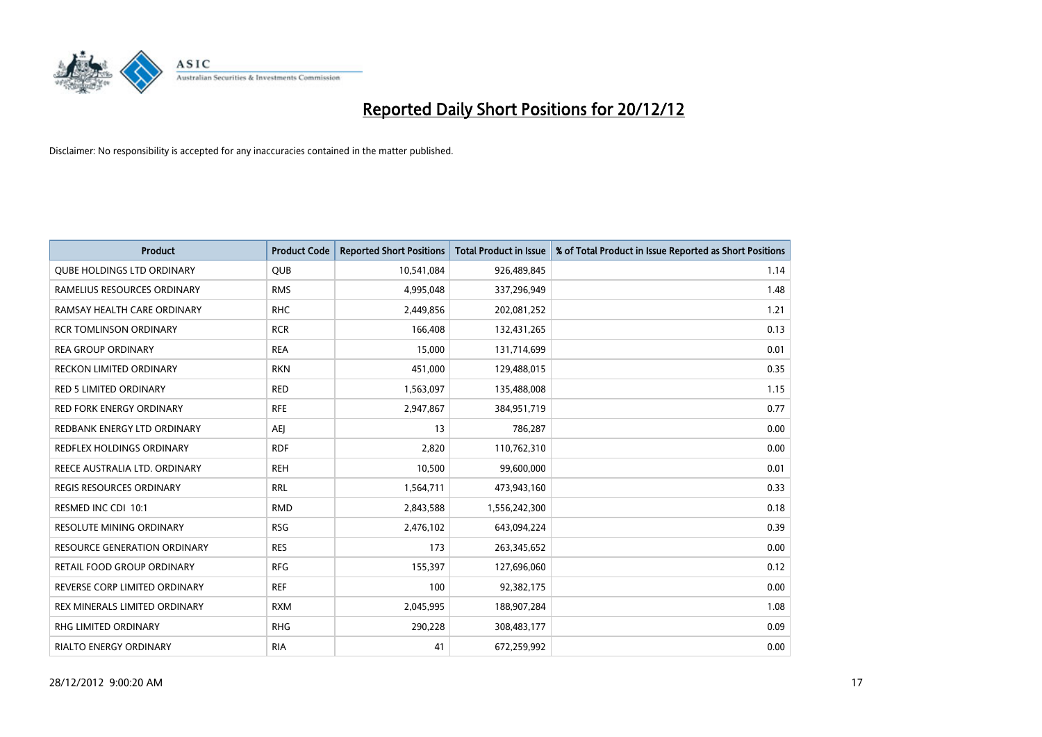# Reported Daily Short Positions for 20/12/12

Disclaimer: No responsibility is accepted for any inaccuracies contained in the matter published.

| Product | Product Code | Reported Short Positions | Total Product in Issue | % of Total Product in Issue Reported as Short Positions |
|---|---|---|---|---|
| QUBE HOLDINGS LTD ORDINARY | QUB | 10,541,084 | 926,489,845 | 1.14 |
| RAMELIUS RESOURCES ORDINARY | RMS | 4,995,048 | 337,296,949 | 1.48 |
| RAMSAY HEALTH CARE ORDINARY | RHC | 2,449,856 | 202,081,252 | 1.21 |
| RCR TOMLINSON ORDINARY | RCR | 166,408 | 132,431,265 | 0.13 |
| REA GROUP ORDINARY | REA | 15,000 | 131,714,699 | 0.01 |
| RECKON LIMITED ORDINARY | RKN | 451,000 | 129,488,015 | 0.35 |
| RED 5 LIMITED ORDINARY | RED | 1,563,097 | 135,488,008 | 1.15 |
| RED FORK ENERGY ORDINARY | RFE | 2,947,867 | 384,951,719 | 0.77 |
| REDBANK ENERGY LTD ORDINARY | AEJ | 13 | 786,287 | 0.00 |
| REDFLEX HOLDINGS ORDINARY | RDF | 2,820 | 110,762,310 | 0.00 |
| REECE AUSTRALIA LTD. ORDINARY | REH | 10,500 | 99,600,000 | 0.01 |
| REGIS RESOURCES ORDINARY | RRL | 1,564,711 | 473,943,160 | 0.33 |
| RESMED INC CDI 10:1 | RMD | 2,843,588 | 1,556,242,300 | 0.18 |
| RESOLUTE MINING ORDINARY | RSG | 2,476,102 | 643,094,224 | 0.39 |
| RESOURCE GENERATION ORDINARY | RES | 173 | 263,345,652 | 0.00 |
| RETAIL FOOD GROUP ORDINARY | RFG | 155,397 | 127,696,060 | 0.12 |
| REVERSE CORP LIMITED ORDINARY | REF | 100 | 92,382,175 | 0.00 |
| REX MINERALS LIMITED ORDINARY | RXM | 2,045,995 | 188,907,284 | 1.08 |
| RHG LIMITED ORDINARY | RHG | 290,228 | 308,483,177 | 0.09 |
| RIALTO ENERGY ORDINARY | RIA | 41 | 672,259,992 | 0.00 |

28/12/2012 9:00:20 AM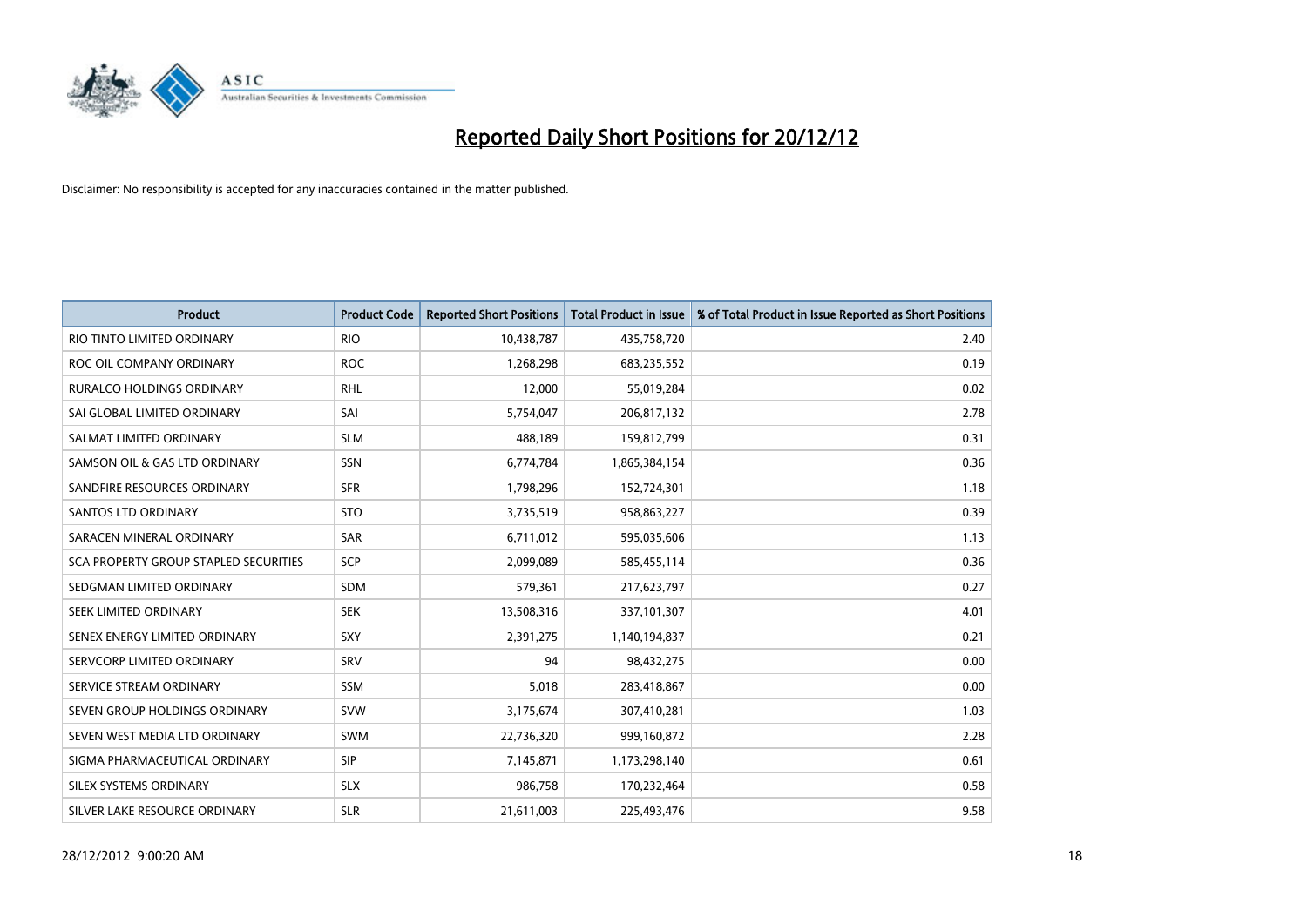# Reported Daily Short Positions for 20/12/12

Disclaimer: No responsibility is accepted for any inaccuracies contained in the matter published.

| Product | Product Code | Reported Short Positions | Total Product in Issue | % of Total Product in Issue Reported as Short Positions |
| --- | --- | --- | --- | --- |
| RIO TINTO LIMITED ORDINARY | RIO | 10,438,787 | 435,758,720 | 2.40 |
| ROC OIL COMPANY ORDINARY | ROC | 1,268,298 | 683,235,552 | 0.19 |
| RURALCO HOLDINGS ORDINARY | RHL | 12,000 | 55,019,284 | 0.02 |
| SAI GLOBAL LIMITED ORDINARY | SAI | 5,754,047 | 206,817,132 | 2.78 |
| SALMAT LIMITED ORDINARY | SLM | 488,189 | 159,812,799 | 0.31 |
| SAMSON OIL & GAS LTD ORDINARY | SSN | 6,774,784 | 1,865,384,154 | 0.36 |
| SANDFIRE RESOURCES ORDINARY | SFR | 1,798,296 | 152,724,301 | 1.18 |
| SANTOS LTD ORDINARY | STO | 3,735,519 | 958,863,227 | 0.39 |
| SARACEN MINERAL ORDINARY | SAR | 6,711,012 | 595,035,606 | 1.13 |
| SCA PROPERTY GROUP STAPLED SECURITIES | SCP | 2,099,089 | 585,455,114 | 0.36 |
| SEDGMAN LIMITED ORDINARY | SDM | 579,361 | 217,623,797 | 0.27 |
| SEEK LIMITED ORDINARY | SEK | 13,508,316 | 337,101,307 | 4.01 |
| SENEX ENERGY LIMITED ORDINARY | SXY | 2,391,275 | 1,140,194,837 | 0.21 |
| SERVCORP LIMITED ORDINARY | SRV | 94 | 98,432,275 | 0.00 |
| SERVICE STREAM ORDINARY | SSM | 5,018 | 283,418,867 | 0.00 |
| SEVEN GROUP HOLDINGS ORDINARY | SVW | 3,175,674 | 307,410,281 | 1.03 |
| SEVEN WEST MEDIA LTD ORDINARY | SWM | 22,736,320 | 999,160,872 | 2.28 |
| SIGMA PHARMACEUTICAL ORDINARY | SIP | 7,145,871 | 1,173,298,140 | 0.61 |
| SILEX SYSTEMS ORDINARY | SLX | 986,758 | 170,232,464 | 0.58 |
| SILVER LAKE RESOURCE ORDINARY | SLR | 21,611,003 | 225,493,476 | 9.58 |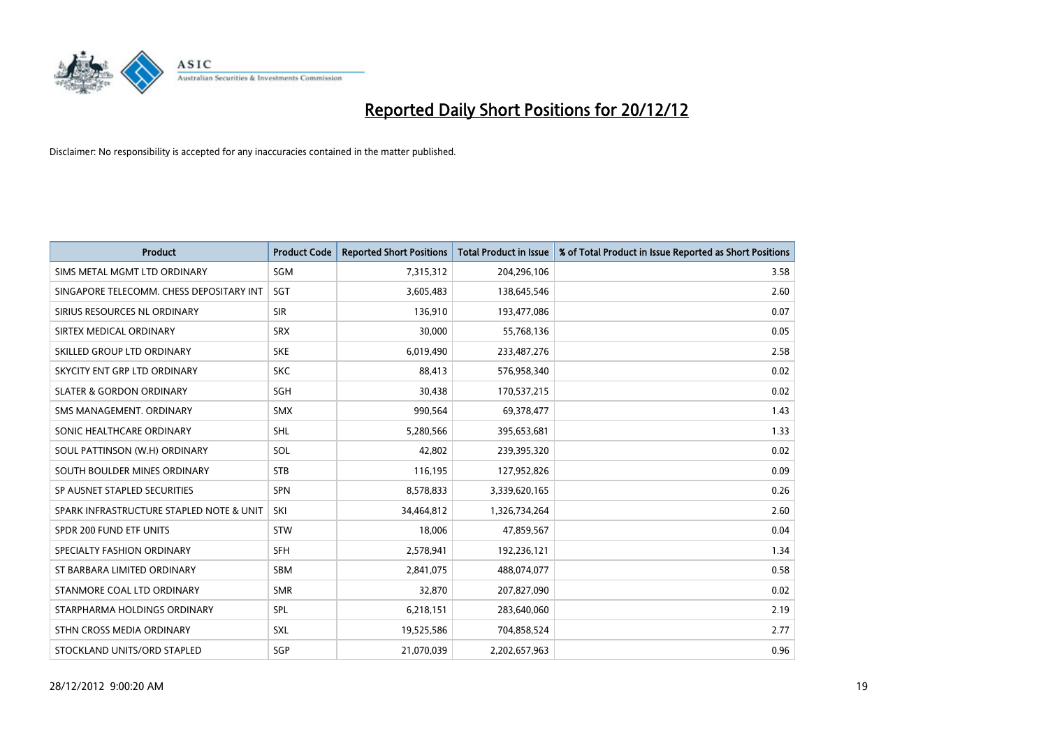# Reported Daily Short Positions for 20/12/12

Disclaimer: No responsibility is accepted for any inaccuracies contained in the matter published.

| Product | Product Code | Reported Short Positions | Total Product in Issue | % of Total Product in Issue Reported as Short Positions |
|---|---|---|---|---|
| SIMS METAL MGMT LTD ORDINARY | SGM | 7,315,312 | 204,296,106 | 3.58 |
| SINGAPORE TELECOMM. CHESS DEPOSITARY INT | SGT | 3,605,483 | 138,645,546 | 2.60 |
| SIRIUS RESOURCES NL ORDINARY | SIR | 136,910 | 193,477,086 | 0.07 |
| SIRTEX MEDICAL ORDINARY | SRX | 30,000 | 55,768,136 | 0.05 |
| SKILLED GROUP LTD ORDINARY | SKE | 6,019,490 | 233,487,276 | 2.58 |
| SKYCITY ENT GRP LTD ORDINARY | SKC | 88,413 | 576,958,340 | 0.02 |
| SLATER & GORDON ORDINARY | SGH | 30,438 | 170,537,215 | 0.02 |
| SMS MANAGEMENT. ORDINARY | SMX | 990,564 | 69,378,477 | 1.43 |
| SONIC HEALTHCARE ORDINARY | SHL | 5,280,566 | 395,653,681 | 1.33 |
| SOUL PATTINSON (W.H) ORDINARY | SOL | 42,802 | 239,395,320 | 0.02 |
| SOUTH BOULDER MINES ORDINARY | STB | 116,195 | 127,952,826 | 0.09 |
| SP AUSNET STAPLED SECURITIES | SPN | 8,578,833 | 3,339,620,165 | 0.26 |
| SPARK INFRASTRUCTURE STAPLED NOTE & UNIT | SKI | 34,464,812 | 1,326,734,264 | 2.60 |
| SPDR 200 FUND ETF UNITS | STW | 18,006 | 47,859,567 | 0.04 |
| SPECIALTY FASHION ORDINARY | SFH | 2,578,941 | 192,236,121 | 1.34 |
| ST BARBARA LIMITED ORDINARY | SBM | 2,841,075 | 488,074,077 | 0.58 |
| STANMORE COAL LTD ORDINARY | SMR | 32,870 | 207,827,090 | 0.02 |
| STARPHARMA HOLDINGS ORDINARY | SPL | 6,218,151 | 283,640,060 | 2.19 |
| STHN CROSS MEDIA ORDINARY | SXL | 19,525,586 | 704,858,524 | 2.77 |
| STOCKLAND UNITS/ORD STAPLED | SGP | 21,070,039 | 2,202,657,963 | 0.96 |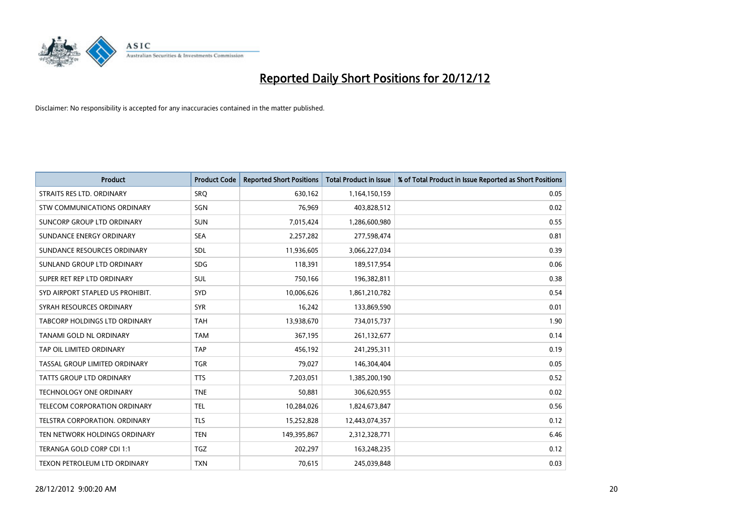# Reported Daily Short Positions for 20/12/12

Disclaimer: No responsibility is accepted for any inaccuracies contained in the matter published.

| Product | Product Code | Reported Short Positions | Total Product in Issue | % of Total Product in Issue Reported as Short Positions |
|---|---|---|---|---|
| STRAITS RES LTD. ORDINARY | SRQ | 630,162 | 1,164,150,159 | 0.05 |
| STW COMMUNICATIONS ORDINARY | SGN | 76,969 | 403,828,512 | 0.02 |
| SUNCORP GROUP LTD ORDINARY | SUN | 7,015,424 | 1,286,600,980 | 0.55 |
| SUNDANCE ENERGY ORDINARY | SEA | 2,257,282 | 277,598,474 | 0.81 |
| SUNDANCE RESOURCES ORDINARY | SDL | 11,936,605 | 3,066,227,034 | 0.39 |
| SUNLAND GROUP LTD ORDINARY | SDG | 118,391 | 189,517,954 | 0.06 |
| SUPER RET REP LTD ORDINARY | SUL | 750,166 | 196,382,811 | 0.38 |
| SYD AIRPORT STAPLED US PROHIBIT. | SYD | 10,006,626 | 1,861,210,782 | 0.54 |
| SYRAH RESOURCES ORDINARY | SYR | 16,242 | 133,869,590 | 0.01 |
| TABCORP HOLDINGS LTD ORDINARY | TAH | 13,938,670 | 734,015,737 | 1.90 |
| TANAMI GOLD NL ORDINARY | TAM | 367,195 | 261,132,677 | 0.14 |
| TAP OIL LIMITED ORDINARY | TAP | 456,192 | 241,295,311 | 0.19 |
| TASSAL GROUP LIMITED ORDINARY | TGR | 79,027 | 146,304,404 | 0.05 |
| TATTS GROUP LTD ORDINARY | TTS | 7,203,051 | 1,385,200,190 | 0.52 |
| TECHNOLOGY ONE ORDINARY | TNE | 50,881 | 306,620,955 | 0.02 |
| TELECOM CORPORATION ORDINARY | TEL | 10,284,026 | 1,824,673,847 | 0.56 |
| TELSTRA CORPORATION. ORDINARY | TLS | 15,252,828 | 12,443,074,357 | 0.12 |
| TEN NETWORK HOLDINGS ORDINARY | TEN | 149,395,867 | 2,312,328,771 | 6.46 |
| TERANGA GOLD CORP CDI 1:1 | TGZ | 202,297 | 163,248,235 | 0.12 |
| TEXON PETROLEUM LTD ORDINARY | TXN | 70,615 | 245,039,848 | 0.03 |

28/12/2012 9:00:20 AM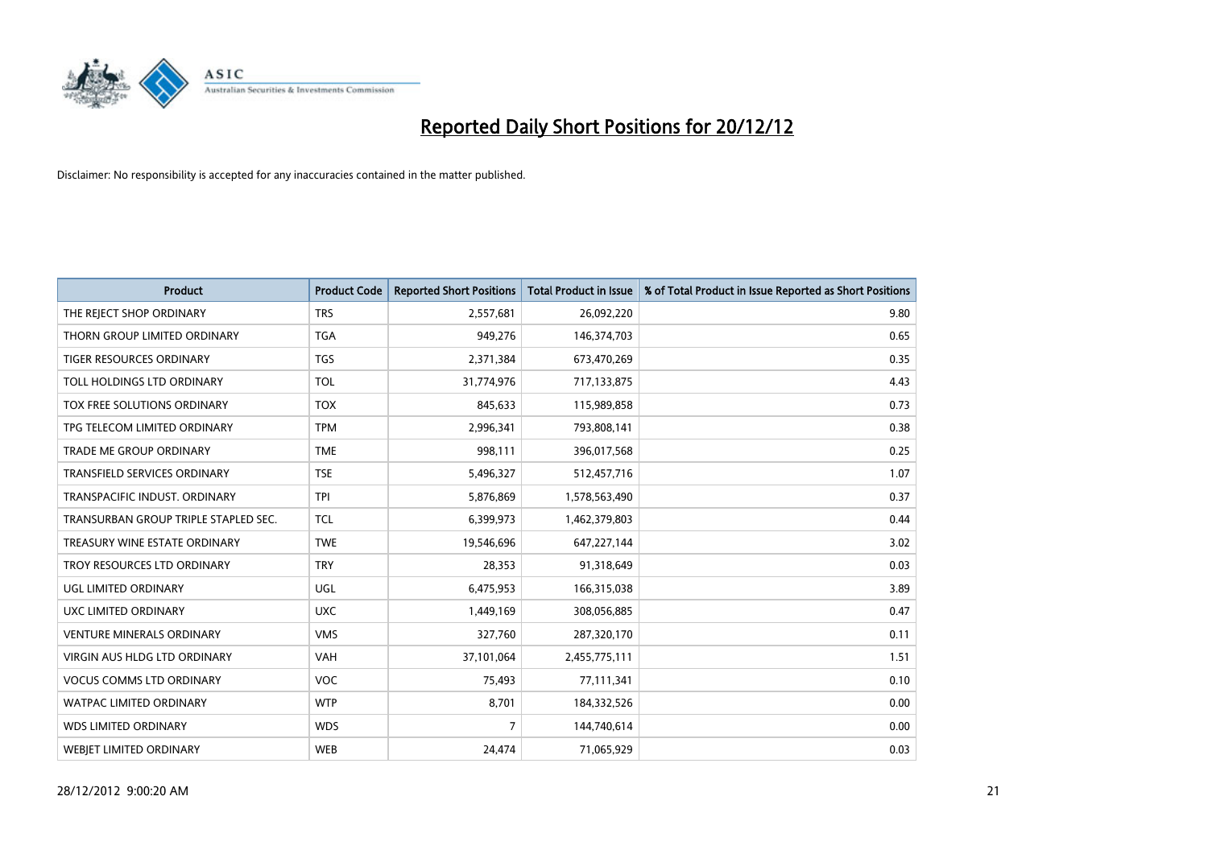# Reported Daily Short Positions for 20/12/12

Disclaimer: No responsibility is accepted for any inaccuracies contained in the matter published.

| Product | Product Code | Reported Short Positions | Total Product in Issue | % of Total Product in Issue Reported as Short Positions |
|---|---|---|---|---|
| THE REJECT SHOP ORDINARY | TRS | 2,557,681 | 26,092,220 | 9.80 |
| THORN GROUP LIMITED ORDINARY | TGA | 949,276 | 146,374,703 | 0.65 |
| TIGER RESOURCES ORDINARY | TGS | 2,371,384 | 673,470,269 | 0.35 |
| TOLL HOLDINGS LTD ORDINARY | TOL | 31,774,976 | 717,133,875 | 4.43 |
| TOX FREE SOLUTIONS ORDINARY | TOX | 845,633 | 115,989,858 | 0.73 |
| TPG TELECOM LIMITED ORDINARY | TPM | 2,996,341 | 793,808,141 | 0.38 |
| TRADE ME GROUP ORDINARY | TME | 998,111 | 396,017,568 | 0.25 |
| TRANSFIELD SERVICES ORDINARY | TSE | 5,496,327 | 512,457,716 | 1.07 |
| TRANSPACIFIC INDUST. ORDINARY | TPI | 5,876,869 | 1,578,563,490 | 0.37 |
| TRANSURBAN GROUP TRIPLE STAPLED SEC. | TCL | 6,399,973 | 1,462,379,803 | 0.44 |
| TREASURY WINE ESTATE ORDINARY | TWE | 19,546,696 | 647,227,144 | 3.02 |
| TROY RESOURCES LTD ORDINARY | TRY | 28,353 | 91,318,649 | 0.03 |
| UGL LIMITED ORDINARY | UGL | 6,475,953 | 166,315,038 | 3.89 |
| UXC LIMITED ORDINARY | UXC | 1,449,169 | 308,056,885 | 0.47 |
| VENTURE MINERALS ORDINARY | VMS | 327,760 | 287,320,170 | 0.11 |
| VIRGIN AUS HLDG LTD ORDINARY | VAH | 37,101,064 | 2,455,775,111 | 1.51 |
| VOCUS COMMS LTD ORDINARY | VOC | 75,493 | 77,111,341 | 0.10 |
| WATPAC LIMITED ORDINARY | WTP | 8,701 | 184,332,526 | 0.00 |
| WDS LIMITED ORDINARY | WDS | 7 | 144,740,614 | 0.00 |
| WEBJET LIMITED ORDINARY | WEB | 24,474 | 71,065,929 | 0.03 |

28/12/2012 9:00:20 AM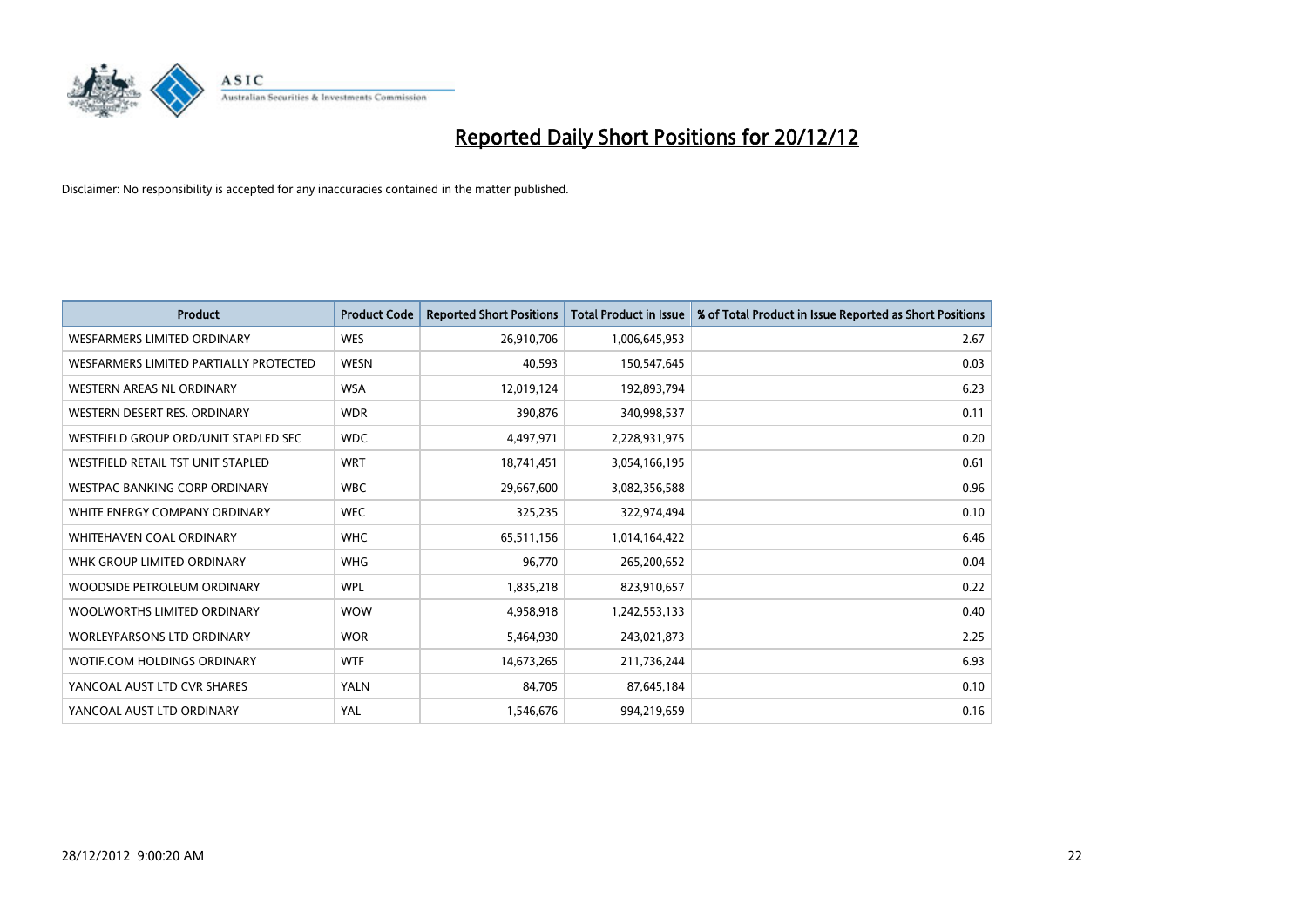# Reported Daily Short Positions for 20/12/12

Disclaimer: No responsibility is accepted for any inaccuracies contained in the matter published.

| Product | Product Code | Reported Short Positions | Total Product in Issue | % of Total Product in Issue Reported as Short Positions |
|---|---|---|---|---|
| WESFARMERS LIMITED ORDINARY | WES | 26,910,706 | 1,006,645,953 | 2.67 |
| WESFARMERS LIMITED PARTIALLY PROTECTED | WESN | 40,593 | 150,547,645 | 0.03 |
| WESTERN AREAS NL ORDINARY | WSA | 12,019,124 | 192,893,794 | 6.23 |
| WESTERN DESERT RES. ORDINARY | WDR | 390,876 | 340,998,537 | 0.11 |
| WESTFIELD GROUP ORD/UNIT STAPLED SEC | WDC | 4,497,971 | 2,228,931,975 | 0.20 |
| WESTFIELD RETAIL TST UNIT STAPLED | WRT | 18,741,451 | 3,054,166,195 | 0.61 |
| WESTPAC BANKING CORP ORDINARY | WBC | 29,667,600 | 3,082,356,588 | 0.96 |
| WHITE ENERGY COMPANY ORDINARY | WEC | 325,235 | 322,974,494 | 0.10 |
| WHITEHAVEN COAL ORDINARY | WHC | 65,511,156 | 1,014,164,422 | 6.46 |
| WHK GROUP LIMITED ORDINARY | WHG | 96,770 | 265,200,652 | 0.04 |
| WOODSIDE PETROLEUM ORDINARY | WPL | 1,835,218 | 823,910,657 | 0.22 |
| WOOLWORTHS LIMITED ORDINARY | WOW | 4,958,918 | 1,242,553,133 | 0.40 |
| WORLEYPARSONS LTD ORDINARY | WOR | 5,464,930 | 243,021,873 | 2.25 |
| WOTIF.COM HOLDINGS ORDINARY | WTF | 14,673,265 | 211,736,244 | 6.93 |
| YANCOAL AUST LTD CVR SHARES | YALN | 84,705 | 87,645,184 | 0.10 |
| YANCOAL AUST LTD ORDINARY | YAL | 1,546,676 | 994,219,659 | 0.16 |